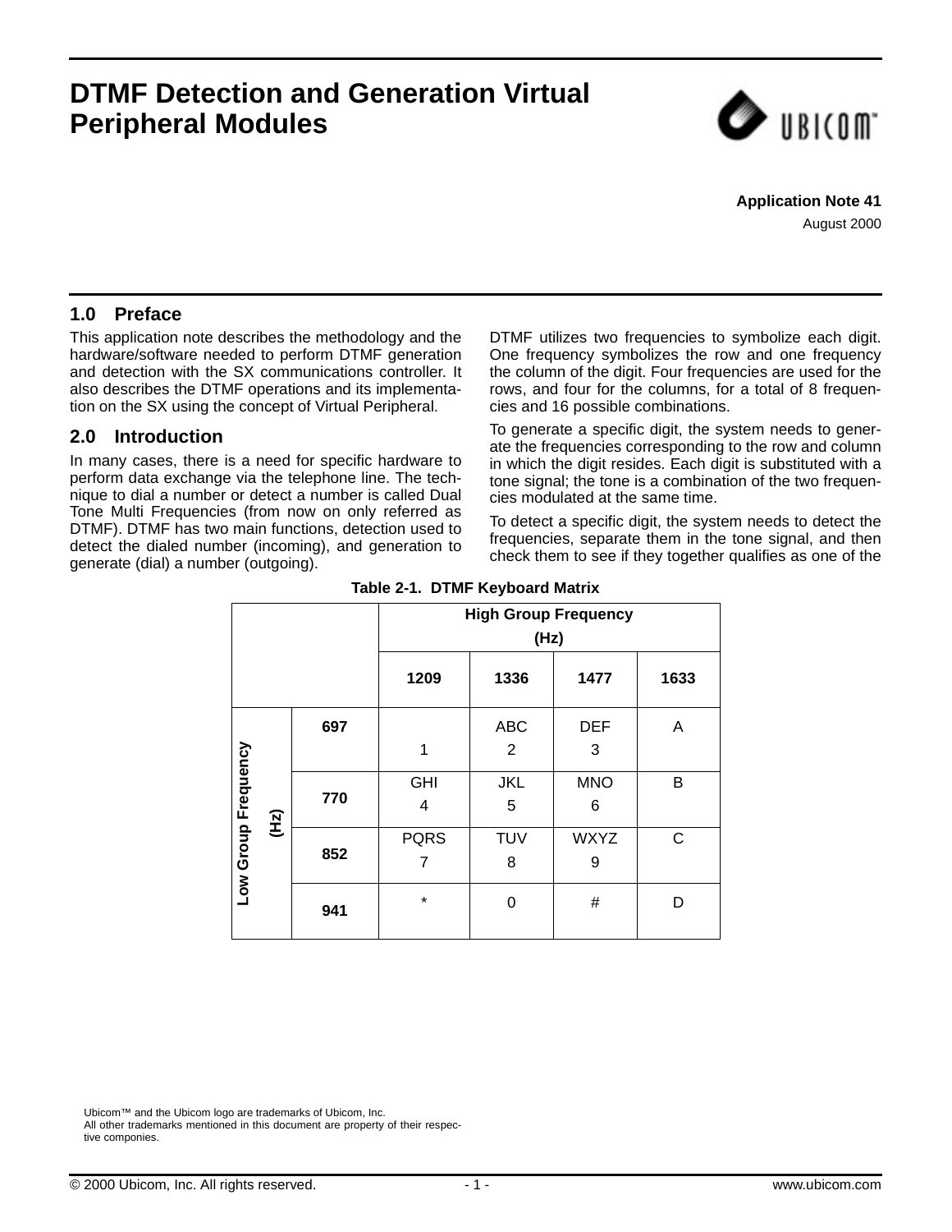# DTMF Detection and Generation Virtual Peripheral Modules

**Application Note 41**

August 2000

## 1.0 Preface

This application note describes the methodology and the hardware/software needed to perform DTMF generation and detection with the SX communications controller. It also describes the DTMF operations and its implementation on the SX using the concept of Virtual Peripheral.

## 2.0 Introduction

In many cases, there is a need for specific hardware to perform data exchange via the telephone line. The technique to dial a number or detect a number is called Dual Tone Multi Frequencies (from now on only referred as DTMF). DTMF has two main functions, detection used to detect the dialed number (incoming), and generation to generate (dial) a number (outgoing).

DTMF utilizes two frequencies to symbolize each digit. One frequency symbolizes the row and one frequency the column of the digit. Four frequencies are used for the rows, and four for the columns, for a total of 8 frequencies and 16 possible combinations.

To generate a specific digit, the system needs to generate the frequencies corresponding to the row and column in which the digit resides. Each digit is substituted with a tone signal; the tone is a combination of the two frequencies modulated at the same time.

To detect a specific digit, the system needs to detect the frequencies, separate them in the tone signal, and then check them to see if they together qualifies as one of the

**Table 2-1. DTMF Keyboard Matrix**

| | | High Group Frequency (Hz) | | | |
|---|---|---|---|---|---|
| | | **1209** | **1336** | **1477** | **1633** |
| Low Group Frequency (Hz) | **697** | 1 | ABC 2 | DEF 3 | A |
| | **770** | GHI 4 | JKL 5 | MNO 6 | B |
| | **852** | PQRS 7 | TUV 8 | WXYZ 9 | C |
| | **941** | * | 0 | # | D |

Ubicom™ and the Ubicom logo are trademarks of Ubicom, Inc.
All other trademarks mentioned in this document are property of their respective componies.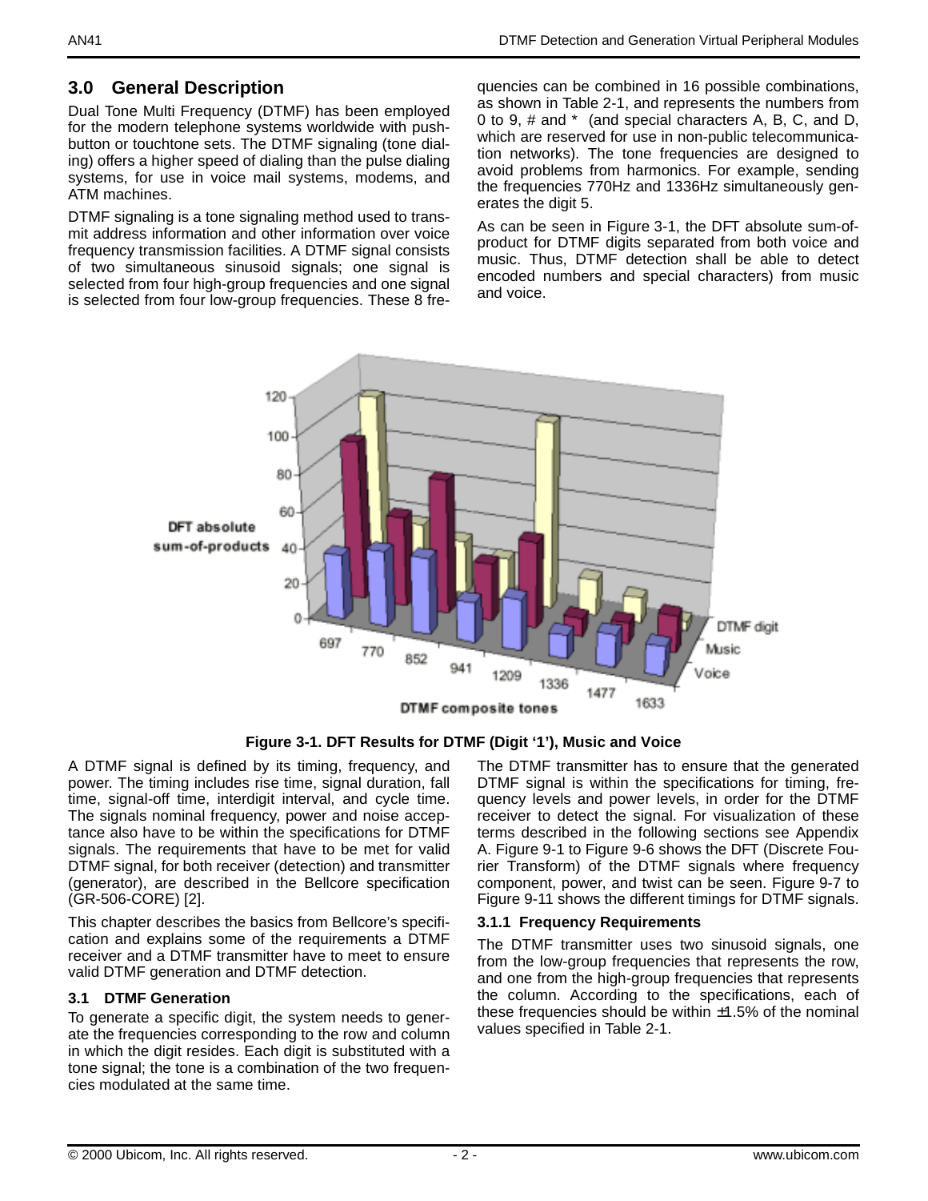## 3.0 General Description

Dual Tone Multi Frequency (DTMF) has been employed for the modern telephone systems worldwide with push-button or touchtone sets. The DTMF signaling (tone dialing) offers a higher speed of dialing than the pulse dialing systems, for use in voice mail systems, modems, and ATM machines.

DTMF signaling is a tone signaling method used to transmit address information and other information over voice frequency transmission facilities. A DTMF signal consists of two simultaneous sinusoid signals; one signal is selected from four high-group frequencies and one signal is selected from four low-group frequencies. These 8 frequencies can be combined in 16 possible combinations, as shown in Table 2-1, and represents the numbers from 0 to 9, # and * (and special characters A, B, C, and D, which are reserved for use in non-public telecommunication networks). The tone frequencies are designed to avoid problems from harmonics. For example, sending the frequencies 770Hz and 1336Hz simultaneously generates the digit 5.

As can be seen in Figure 3-1, the DFT absolute sum-of-product for DTMF digits separated from both voice and music. Thus, DTMF detection shall be able to detect encoded numbers and special characters) from music and voice.

**Figure 3-1. DFT Results for DTMF (Digit '1'), Music and Voice**

A DTMF signal is defined by its timing, frequency, and power. The timing includes rise time, signal duration, fall time, signal-off time, interdigit interval, and cycle time. The signals nominal frequency, power and noise acceptance also have to be within the specifications for DTMF signals. The requirements that have to be met for valid DTMF signal, for both receiver (detection) and transmitter (generator), are described in the Bellcore specification (GR-506-CORE) [2].

This chapter describes the basics from Bellcore's specification and explains some of the requirements a DTMF receiver and a DTMF transmitter have to meet to ensure valid DTMF generation and DTMF detection.

### 3.1 DTMF Generation

To generate a specific digit, the system needs to generate the frequencies corresponding to the row and column in which the digit resides. Each digit is substituted with a tone signal; the tone is a combination of the two frequencies modulated at the same time.

The DTMF transmitter has to ensure that the generated DTMF signal is within the specifications for timing, frequency levels and power levels, in order for the DTMF receiver to detect the signal. For visualization of these terms described in the following sections see Appendix A. Figure 9-1 to Figure 9-6 shows the DFT (Discrete Fourier Transform) of the DTMF signals where frequency component, power, and twist can be seen. Figure 9-7 to Figure 9-11 shows the different timings for DTMF signals.

#### 3.1.1 Frequency Requirements

The DTMF transmitter uses two sinusoid signals, one from the low-group frequencies that represents the row, and one from the high-group frequencies that represents the column. According to the specifications, each of these frequencies should be within ±1.5% of the nominal values specified in Table 2-1.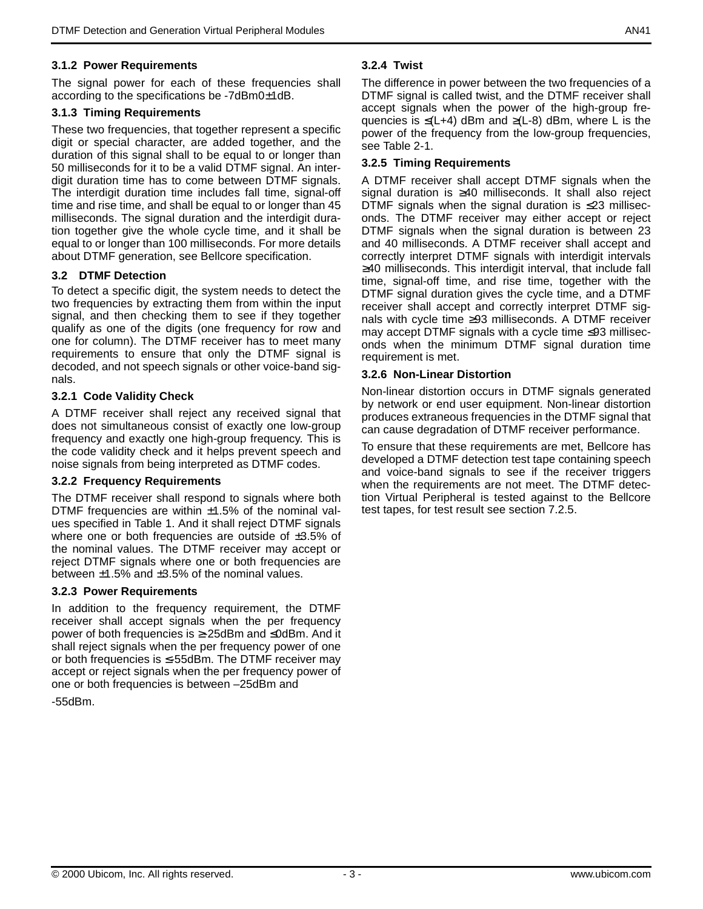### 3.1.2 Power Requirements

The signal power for each of these frequencies shall according to the specifications be -7dBm0±1dB.

### 3.1.3 Timing Requirements

These two frequencies, that together represent a specific digit or special character, are added together, and the duration of this signal shall to be equal to or longer than 50 milliseconds for it to be a valid DTMF signal. An interdigit duration time has to come between DTMF signals. The interdigit duration time includes fall time, signal-off time and rise time, and shall be equal to or longer than 45 milliseconds. The signal duration and the interdigit duration together give the whole cycle time, and it shall be equal to or longer than 100 milliseconds. For more details about DTMF generation, see Bellcore specification.

## 3.2 DTMF Detection

To detect a specific digit, the system needs to detect the two frequencies by extracting them from within the input signal, and then checking them to see if they together qualify as one of the digits (one frequency for row and one for column). The DTMF receiver has to meet many requirements to ensure that only the DTMF signal is decoded, and not speech signals or other voice-band signals.

### 3.2.1 Code Validity Check

A DTMF receiver shall reject any received signal that does not simultaneous consist of exactly one low-group frequency and exactly one high-group frequency. This is the code validity check and it helps prevent speech and noise signals from being interpreted as DTMF codes.

### 3.2.2 Frequency Requirements

The DTMF receiver shall respond to signals where both DTMF frequencies are within ±1.5% of the nominal values specified in Table 1. And it shall reject DTMF signals where one or both frequencies are outside of ±3.5% of the nominal values. The DTMF receiver may accept or reject DTMF signals where one or both frequencies are between ±1.5% and ±3.5% of the nominal values.

### 3.2.3 Power Requirements

In addition to the frequency requirement, the DTMF receiver shall accept signals when the per frequency power of both frequencies is ≥-25dBm and ≤0dBm. And it shall reject signals when the per frequency power of one or both frequencies is ≤-55dBm. The DTMF receiver may accept or reject signals when the per frequency power of one or both frequencies is between –25dBm and

-55dBm.

### 3.2.4 Twist

The difference in power between the two frequencies of a DTMF signal is called twist, and the DTMF receiver shall accept signals when the power of the high-group frequencies is ≤(L+4) dBm and ≥(L-8) dBm, where L is the power of the frequency from the low-group frequencies, see Table 2-1.

### 3.2.5 Timing Requirements

A DTMF receiver shall accept DTMF signals when the signal duration is ≥40 milliseconds. It shall also reject DTMF signals when the signal duration is ≤23 milliseconds. The DTMF receiver may either accept or reject DTMF signals when the signal duration is between 23 and 40 milliseconds. A DTMF receiver shall accept and correctly interpret DTMF signals with interdigit intervals ≥40 milliseconds. This interdigit interval, that include fall time, signal-off time, and rise time, together with the DTMF signal duration gives the cycle time, and a DTMF receiver shall accept and correctly interpret DTMF signals with cycle time ≥93 milliseconds. A DTMF receiver may accept DTMF signals with a cycle time ≤93 milliseconds when the minimum DTMF signal duration time requirement is met.

### 3.2.6 Non-Linear Distortion

Non-linear distortion occurs in DTMF signals generated by network or end user equipment. Non-linear distortion produces extraneous frequencies in the DTMF signal that can cause degradation of DTMF receiver performance.

To ensure that these requirements are met, Bellcore has developed a DTMF detection test tape containing speech and voice-band signals to see if the receiver triggers when the requirements are not meet. The DTMF detection Virtual Peripheral is tested against to the Bellcore test tapes, for test result see section 7.2.5.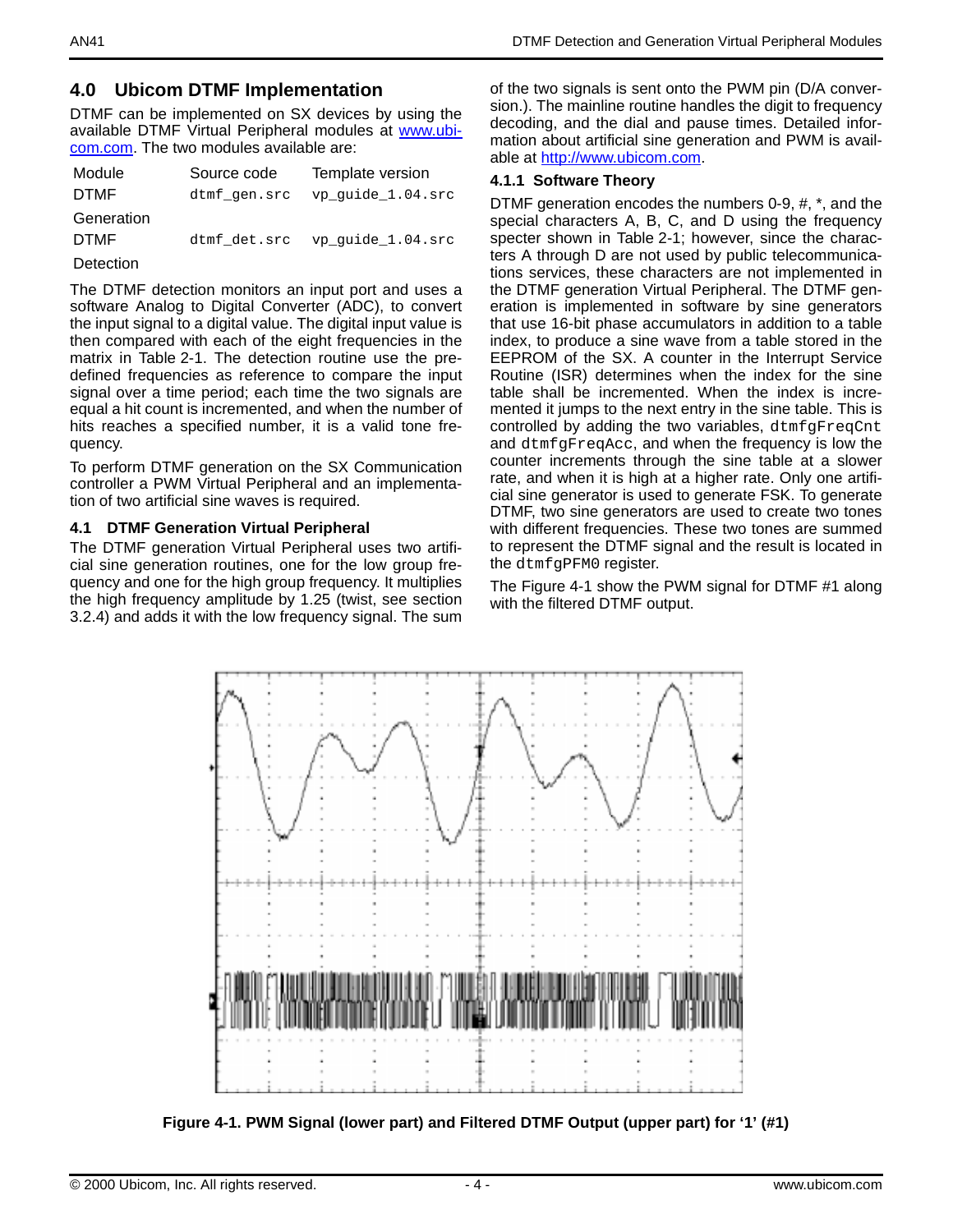## 4.0 Ubicom DTMF Implementation

DTMF can be implemented on SX devices by using the available DTMF Virtual Peripheral modules at www.ubicom.com. The two modules available are:

| Module | Source code | Template version |
|---|---|---|
| DTMF Generation | `dtmf_gen.src` | `vp_guide_1.04.src` |
| DTMF Detection | `dtmf_det.src` | `vp_guide_1.04.src` |

The DTMF detection monitors an input port and uses a software Analog to Digital Converter (ADC), to convert the input signal to a digital value. The digital input value is then compared with each of the eight frequencies in the matrix in Table 2-1. The detection routine use the predefined frequencies as reference to compare the input signal over a time period; each time the two signals are equal a hit count is incremented, and when the number of hits reaches a specified number, it is a valid tone frequency.

To perform DTMF generation on the SX Communication controller a PWM Virtual Peripheral and an implementation of two artificial sine waves is required.

### 4.1 DTMF Generation Virtual Peripheral

The DTMF generation Virtual Peripheral uses two artificial sine generation routines, one for the low group frequency and one for the high group frequency. It multiplies the high frequency amplitude by 1.25 (twist, see section 3.2.4) and adds it with the low frequency signal. The sum of the two signals is sent onto the PWM pin (D/A conversion.). The mainline routine handles the digit to frequency decoding, and the dial and pause times. Detailed information about artificial sine generation and PWM is available at http://www.ubicom.com.

#### 4.1.1 Software Theory

DTMF generation encodes the numbers 0-9, #, *, and the special characters A, B, C, and D using the frequency specter shown in Table 2-1; however, since the characters A through D are not used by public telecommunications services, these characters are not implemented in the DTMF generation Virtual Peripheral. The DTMF generation is implemented in software by sine generators that use 16-bit phase accumulators in addition to a table index, to produce a sine wave from a table stored in the EEPROM of the SX. A counter in the Interrupt Service Routine (ISR) determines when the index for the sine table shall be incremented. When the index is incremented it jumps to the next entry in the sine table. This is controlled by adding the two variables, `dtmfgFreqCnt` and `dtmfgFreqAcc`, and when the frequency is low the counter increments through the sine table at a slower rate, and when it is high at a higher rate. Only one artificial sine generator is used to generate FSK. To generate DTMF, two sine generators are used to create two tones with different frequencies. These two tones are summed to represent the DTMF signal and the result is located in the `dtmfgPFM0` register.

The Figure 4-1 show the PWM signal for DTMF #1 along with the filtered DTMF output.

**Figure 4-1. PWM Signal (lower part) and Filtered DTMF Output (upper part) for '1' (#1)**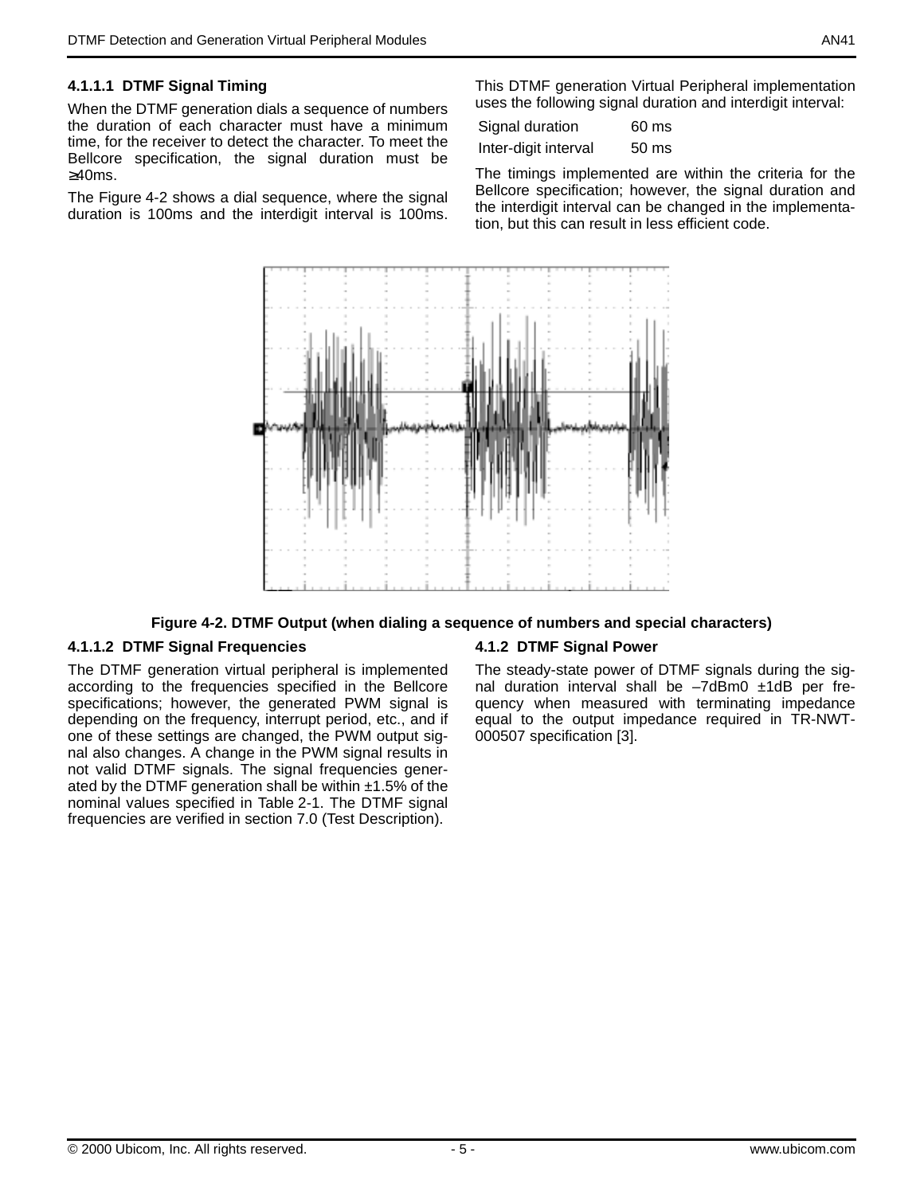#### 4.1.1.1 DTMF Signal Timing

When the DTMF generation dials a sequence of numbers the duration of each character must have a minimum time, for the receiver to detect the character. To meet the Bellcore specification, the signal duration must be ≥40ms.

The Figure 4-2 shows a dial sequence, where the signal duration is 100ms and the interdigit interval is 100ms. This DTMF generation Virtual Peripheral implementation uses the following signal duration and interdigit interval:

| Signal duration | 60 ms |
|---|---|
| Inter-digit interval | 50 ms |

The timings implemented are within the criteria for the Bellcore specification; however, the signal duration and the interdigit interval can be changed in the implementation, but this can result in less efficient code.

**Figure 4-2. DTMF Output (when dialing a sequence of numbers and special characters)**

#### 4.1.1.2 DTMF Signal Frequencies

The DTMF generation virtual peripheral is implemented according to the frequencies specified in the Bellcore specifications; however, the generated PWM signal is depending on the frequency, interrupt period, etc., and if one of these settings are changed, the PWM output signal also changes. A change in the PWM signal results in not valid DTMF signals. The signal frequencies generated by the DTMF generation shall be within ±1.5% of the nominal values specified in Table 2-1. The DTMF signal frequencies are verified in section 7.0 (Test Description).

### 4.1.2 DTMF Signal Power

The steady-state power of DTMF signals during the signal duration interval shall be –7dBm0 ±1dB per frequency when measured with terminating impedance equal to the output impedance required in TR-NWT-000507 specification [3].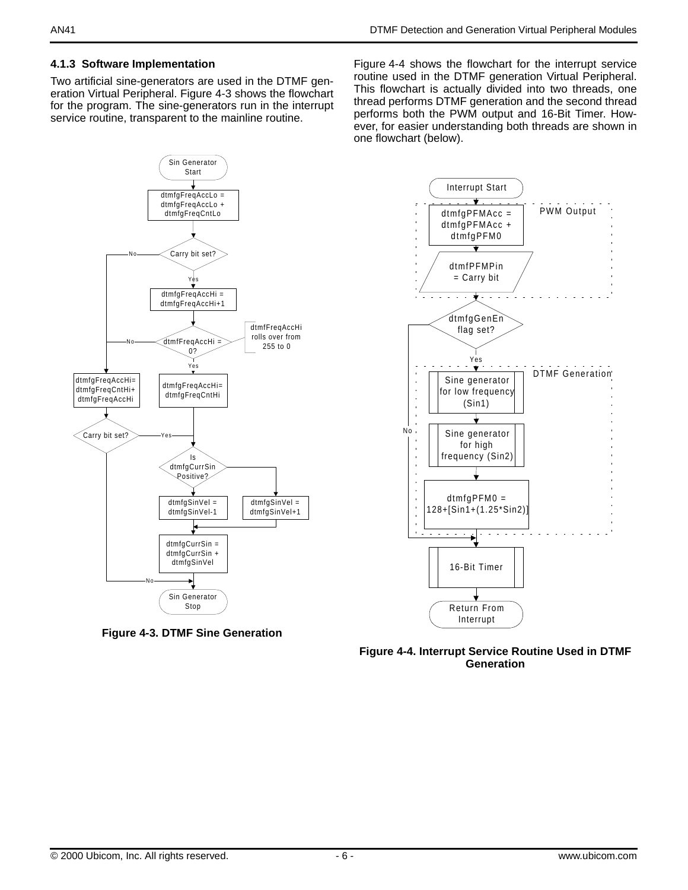### 4.1.3 Software Implementation

Two artificial sine-generators are used in the DTMF generation Virtual Peripheral. Figure 4-3 shows the flowchart for the program. The sine-generators run in the interrupt service routine, transparent to the mainline routine.

Figure 4-4 shows the flowchart for the interrupt service routine used in the DTMF generation Virtual Peripheral. This flowchart is actually divided into two threads, one thread performs DTMF generation and the second thread performs both the PWM output and 16-Bit Timer. However, for easier understanding both threads are shown in one flowchart (below).

**Figure 4-3. DTMF Sine Generation**

**Figure 4-4. Interrupt Service Routine Used in DTMF Generation**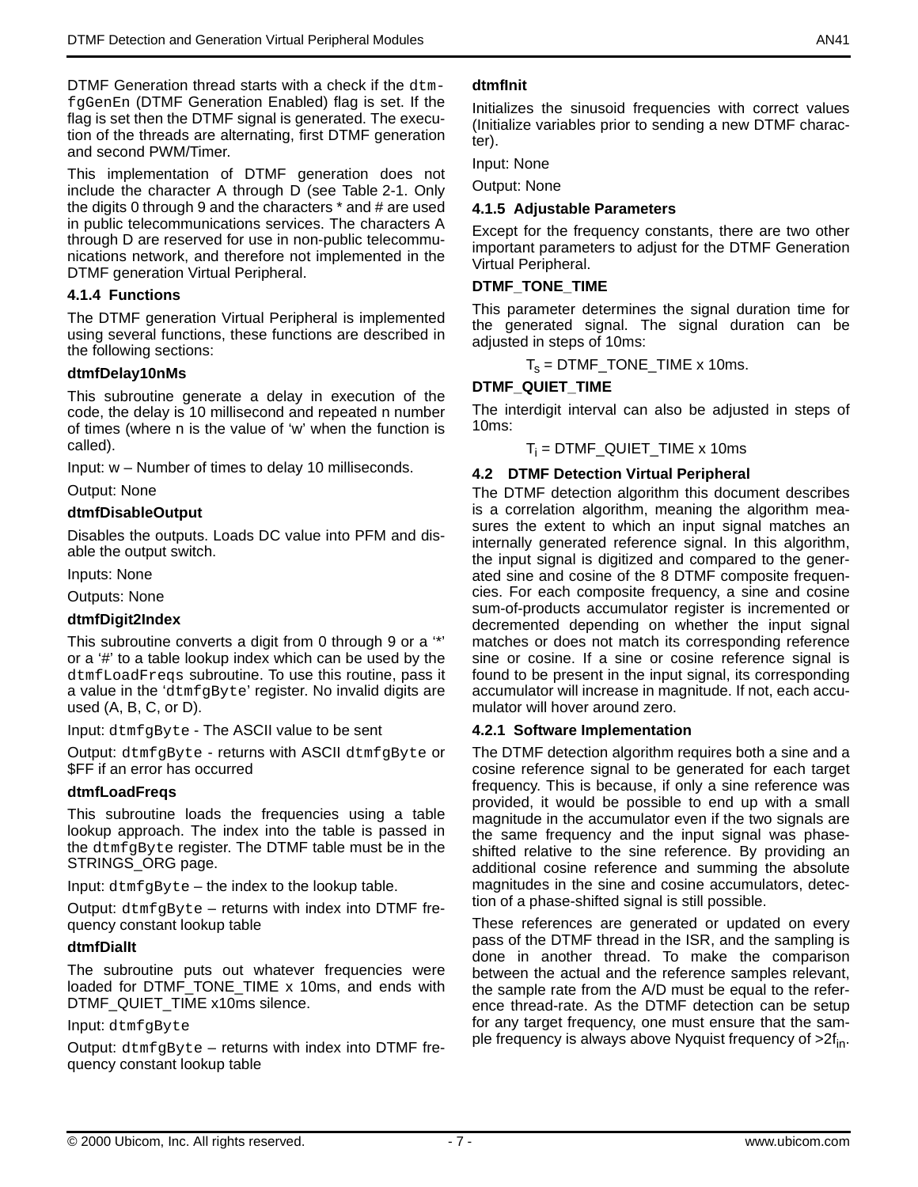DTMF Generation thread starts with a check if the `dtmfgGenEn` (DTMF Generation Enabled) flag is set. If the flag is set then the DTMF signal is generated. The execution of the threads are alternating, first DTMF generation and second PWM/Timer.

This implementation of DTMF generation does not include the character A through D (see Table 2-1. Only the digits 0 through 9 and the characters * and # are used in public telecommunications services. The characters A through D are reserved for use in non-public telecommunications network, and therefore not implemented in the DTMF generation Virtual Peripheral.

### 4.1.4 Functions

The DTMF generation Virtual Peripheral is implemented using several functions, these functions are described in the following sections:

**dtmfDelay10nMs**

This subroutine generate a delay in execution of the code, the delay is 10 millisecond and repeated n number of times (where n is the value of 'w' when the function is called).

Input: w – Number of times to delay 10 milliseconds.

Output: None

**dtmfDisableOutput**

Disables the outputs. Loads DC value into PFM and disable the output switch.

Inputs: None

Outputs: None

**dtmfDigit2Index**

This subroutine converts a digit from 0 through 9 or a '*' or a '#' to a table lookup index which can be used by the `dtmfLoadFreqs` subroutine. To use this routine, pass it a value in the '`dtmfgByte`' register. No invalid digits are used (A, B, C, or D).

Input: `dtmfgByte` - The ASCII value to be sent

Output: `dtmfgByte` - returns with ASCII `dtmfgByte` or $FF if an error has occurred

**dtmfLoadFreqs**

This subroutine loads the frequencies using a table lookup approach. The index into the table is passed in the `dtmfgByte` register. The DTMF table must be in the STRINGS_ORG page.

Input: `dtmfgByte` – the index to the lookup table.

Output: `dtmfgByte` – returns with index into DTMF frequency constant lookup table

**dtmfDialIt**

The subroutine puts out whatever frequencies were loaded for DTMF_TONE_TIME x 10ms, and ends with DTMF_QUIET_TIME x10ms silence.

Input: `dtmfgByte`

Output: `dtmfgByte` – returns with index into DTMF frequency constant lookup table

**dtmfInit**

Initializes the sinusoid frequencies with correct values (Initialize variables prior to sending a new DTMF character).

Input: None

Output: None

### 4.1.5 Adjustable Parameters

Except for the frequency constants, there are two other important parameters to adjust for the DTMF Generation Virtual Peripheral.

**DTMF_TONE_TIME**

This parameter determines the signal duration time for the generated signal. The signal duration can be adjusted in steps of 10ms:

$$T_s = \text{DTMF\_TONE\_TIME} \times 10\text{ms}.$$

**DTMF_QUIET_TIME**

The interdigit interval can also be adjusted in steps of 10ms:

$$T_i = \text{DTMF\_QUIET\_TIME} \times 10\text{ms}$$

## 4.2 DTMF Detection Virtual Peripheral

The DTMF detection algorithm this document describes is a correlation algorithm, meaning the algorithm measures the extent to which an input signal matches an internally generated reference signal. In this algorithm, the input signal is digitized and compared to the generated sine and cosine of the 8 DTMF composite frequencies. For each composite frequency, a sine and cosine sum-of-products accumulator register is incremented or decremented depending on whether the input signal matches or does not match its corresponding reference sine or cosine. If a sine or cosine reference signal is found to be present in the input signal, its corresponding accumulator will increase in magnitude. If not, each accumulator will hover around zero.

### 4.2.1 Software Implementation

The DTMF detection algorithm requires both a sine and a cosine reference signal to be generated for each target frequency. This is because, if only a sine reference was provided, it would be possible to end up with a small magnitude in the accumulator even if the two signals are the same frequency and the input signal was phase-shifted relative to the sine reference. By providing an additional cosine reference and summing the absolute magnitudes in the sine and cosine accumulators, detection of a phase-shifted signal is still possible.

These references are generated or updated on every pass of the DTMF thread in the ISR, and the sampling is done in another thread. To make the comparison between the actual and the reference samples relevant, the sample rate from the A/D must be equal to the reference thread-rate. As the DTMF detection can be setup for any target frequency, one must ensure that the sample frequency is always above Nyquist frequency of $>2f_{in}$.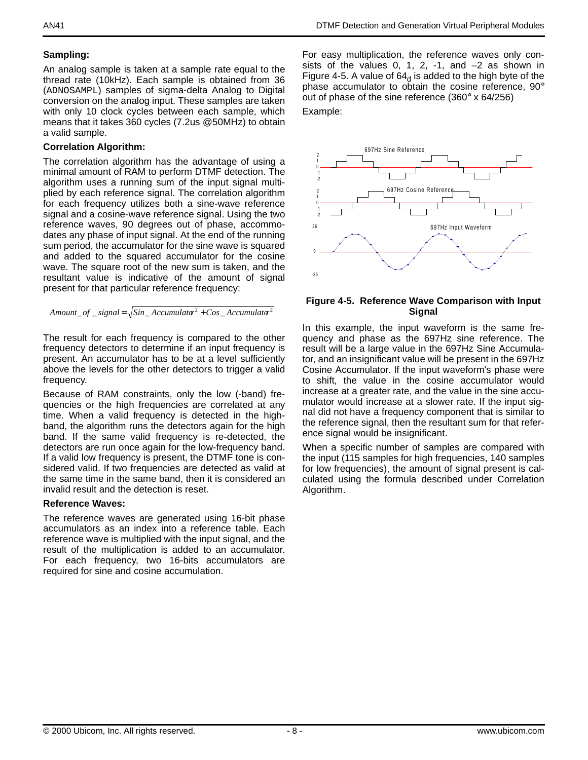**Sampling:**

An analog sample is taken at a sample rate equal to the thread rate (10kHz). Each sample is obtained from 36 (ADNOSAMPL) samples of sigma-delta Analog to Digital conversion on the analog input. These samples are taken with only 10 clock cycles between each sample, which means that it takes 360 cycles (7.2us @50MHz) to obtain a valid sample.

**Correlation Algorithm:**

The correlation algorithm has the advantage of using a minimal amount of RAM to perform DTMF detection. The algorithm uses a running sum of the input signal multiplied by each reference signal. The correlation algorithm for each frequency utilizes both a sine-wave reference signal and a cosine-wave reference signal. Using the two reference waves, 90 degrees out of phase, accommodates any phase of input signal. At the end of the running sum period, the accumulator for the sine wave is squared and added to the squared accumulator for the cosine wave. The square root of the new sum is taken, and the resultant value is indicative of the amount of signal present for that particular reference frequency:

$$Amount\_of\_signal = \sqrt{Sin\_Accumulator^2 + Cos\_Accumulator^2}$$

The result for each frequency is compared to the other frequency detectors to determine if an input frequency is present. An accumulator has to be at a level sufficiently above the levels for the other detectors to trigger a valid frequency.

Because of RAM constraints, only the low (-band) frequencies or the high frequencies are correlated at any time. When a valid frequency is detected in the high-band, the algorithm runs the detectors again for the high band. If the same valid frequency is re-detected, the detectors are run once again for the low-frequency band. If a valid low frequency is present, the DTMF tone is considered valid. If two frequencies are detected as valid at the same time in the same band, then it is considered an invalid result and the detection is reset.

**Reference Waves:**

The reference waves are generated using 16-bit phase accumulators as an index into a reference table. Each reference wave is multiplied with the input signal, and the result of the multiplication is added to an accumulator. For each frequency, two 16-bits accumulators are required for sine and cosine accumulation.

For easy multiplication, the reference waves only consists of the values 0, 1, 2, -1, and –2 as shown in Figure 4-5. A value of $64_d$ is added to the high byte of the phase accumulator to obtain the cosine reference, 90° out of phase of the sine reference (360° x 64/256)

Example:

**Figure 4-5. Reference Wave Comparison with Input Signal**

In this example, the input waveform is the same frequency and phase as the 697Hz sine reference. The result will be a large value in the 697Hz Sine Accumulator, and an insignificant value will be present in the 697Hz Cosine Accumulator. If the input waveform's phase were to shift, the value in the cosine accumulator would increase at a greater rate, and the value in the sine accumulator would increase at a slower rate. If the input signal did not have a frequency component that is similar to the reference signal, then the resultant sum for that reference signal would be insignificant.

When a specific number of samples are compared with the input (115 samples for high frequencies, 140 samples for low frequencies), the amount of signal present is calculated using the formula described under Correlation Algorithm.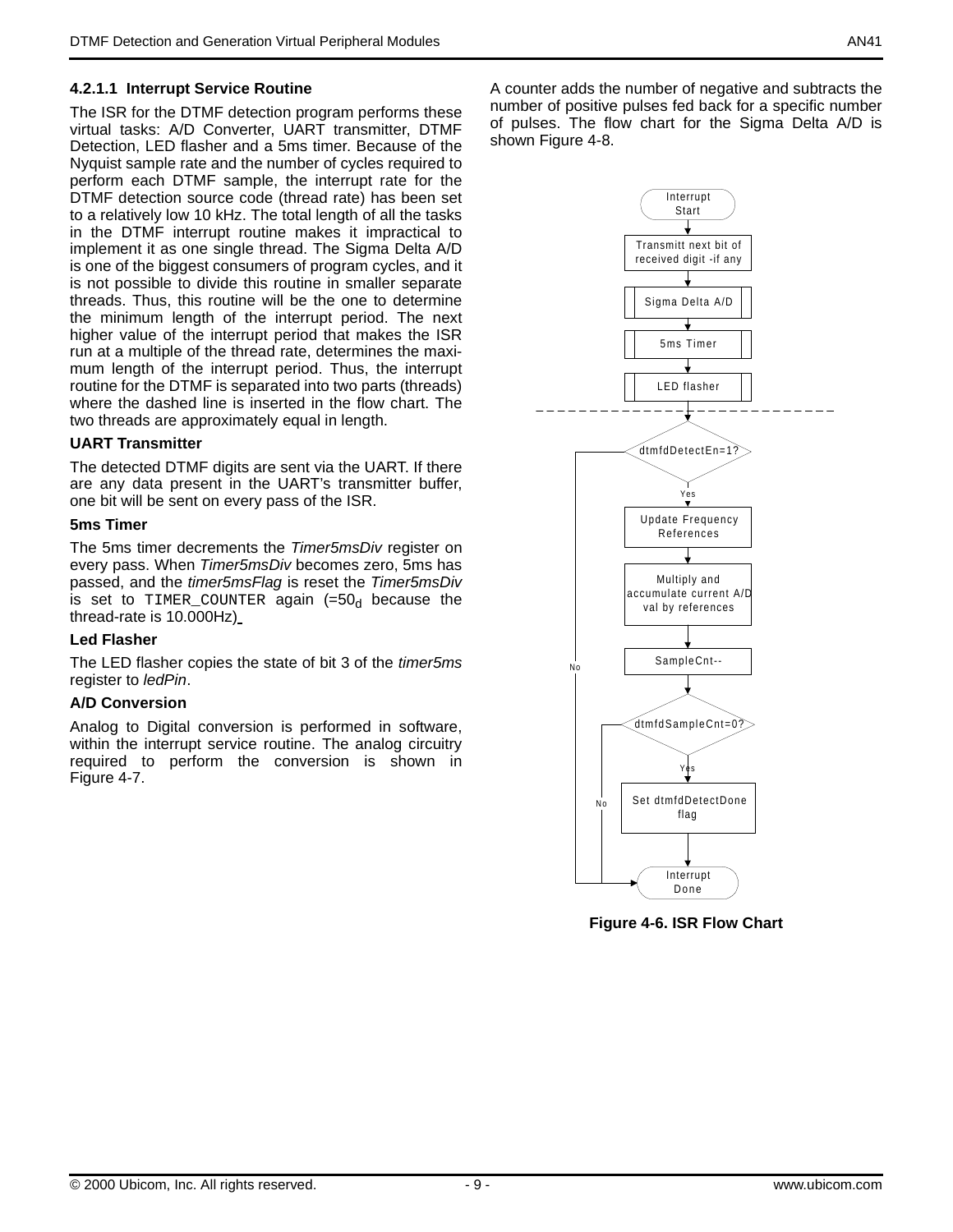#### 4.2.1.1 Interrupt Service Routine

The ISR for the DTMF detection program performs these virtual tasks: A/D Converter, UART transmitter, DTMF Detection, LED flasher and a 5ms timer. Because of the Nyquist sample rate and the number of cycles required to perform each DTMF sample, the interrupt rate for the DTMF detection source code (thread rate) has been set to a relatively low 10 kHz. The total length of all the tasks in the DTMF interrupt routine makes it impractical to implement it as one single thread. The Sigma Delta A/D is one of the biggest consumers of program cycles, and it is not possible to divide this routine in smaller separate threads. Thus, this routine will be the one to determine the minimum length of the interrupt period. The next higher value of the interrupt period that makes the ISR run at a multiple of the thread rate, determines the maximum length of the interrupt period. Thus, the interrupt routine for the DTMF is separated into two parts (threads) where the dashed line is inserted in the flow chart. The two threads are approximately equal in length.

**UART Transmitter**

The detected DTMF digits are sent via the UART. If there are any data present in the UART's transmitter buffer, one bit will be sent on every pass of the ISR.

**5ms Timer**

The 5ms timer decrements the *Timer5msDiv* register on every pass. When *Timer5msDiv* becomes zero, 5ms has passed, and the *timer5msFlag* is reset the *Timer5msDiv* is set to `TIMER_COUNTER` again (=$50_d$ because the thread-rate is 10.000Hz)

**Led Flasher**

The LED flasher copies the state of bit 3 of the *timer5ms* register to *ledPin*.

**A/D Conversion**

Analog to Digital conversion is performed in software, within the interrupt service routine. The analog circuitry required to perform the conversion is shown in Figure 4-7.

A counter adds the number of negative and subtracts the number of positive pulses fed back for a specific number of pulses. The flow chart for the Sigma Delta A/D is shown Figure 4-8.

Interrupt Start → Transmitt next bit of received digit -if any → Sigma Delta A/D → 5ms Timer → LED flasher → (thread split) → dtmfdDetectEn=1? (No → Interrupt Done; Yes →) Update Frequency References → Multiply and accumulate current A/D val by references → SampleCnt-- → dtmfdSampleCnt=0? (No → Interrupt Done; Yes →) Set dtmfdDetectDone flag → Interrupt Done

**Figure 4-6. ISR Flow Chart**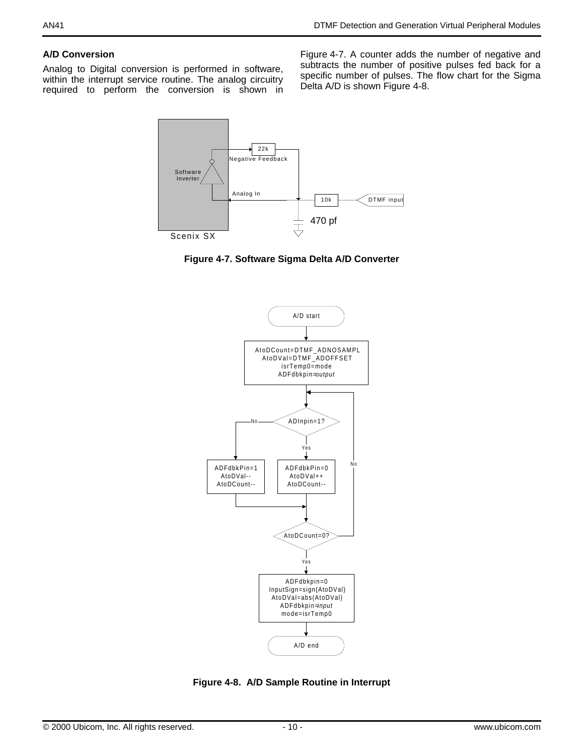### A/D Conversion

Analog to Digital conversion is performed in software, within the interrupt service routine. The analog circuitry required to perform the conversion is shown in Figure 4-7. A counter adds the number of negative and subtracts the number of positive pulses fed back for a specific number of pulses. The flow chart for the Sigma Delta A/D is shown Figure 4-8.

**Figure 4-7. Software Sigma Delta A/D Converter**

**Figure 4-8. A/D Sample Routine in Interrupt**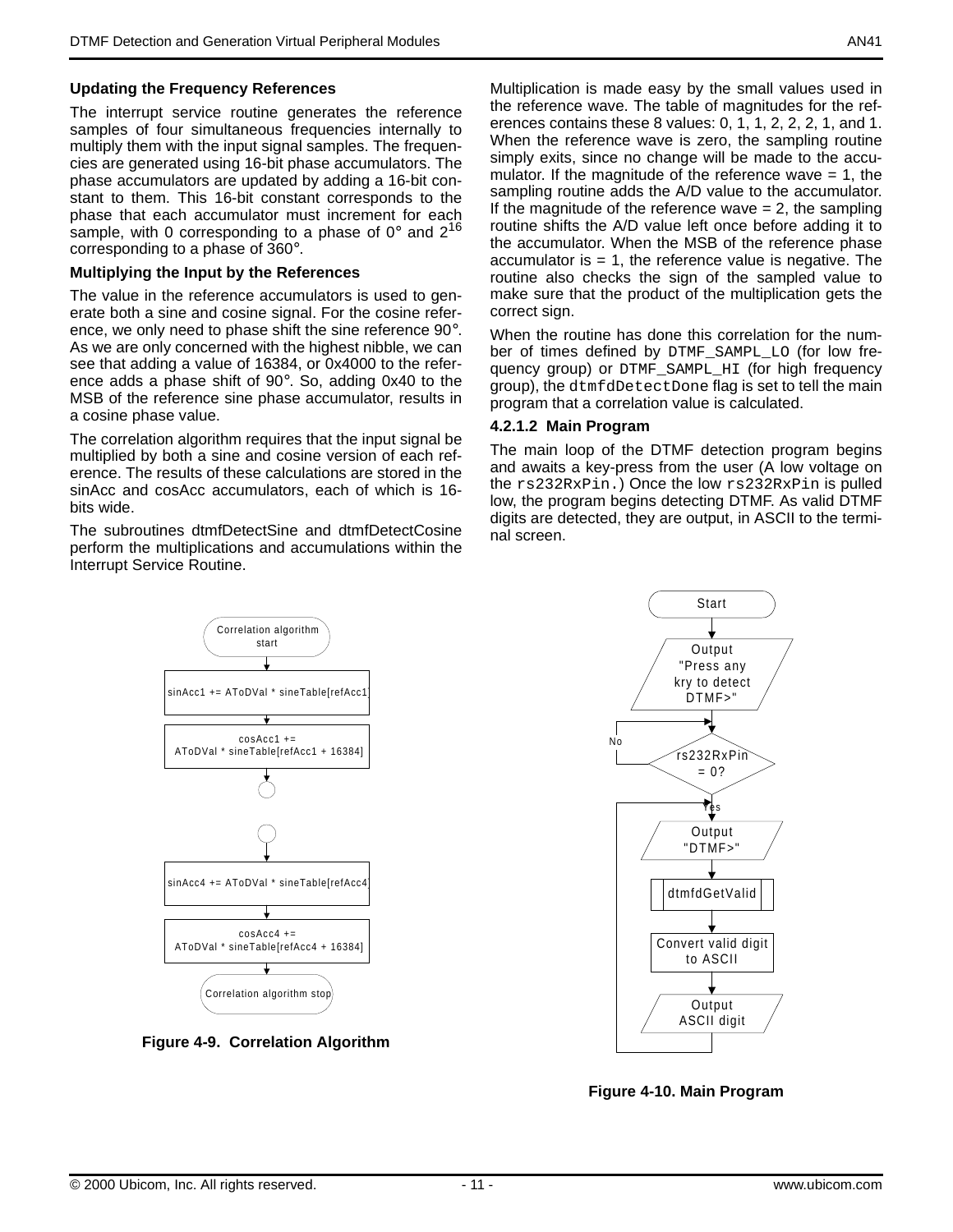### Updating the Frequency References

The interrupt service routine generates the reference samples of four simultaneous frequencies internally to multiply them with the input signal samples. The frequencies are generated using 16-bit phase accumulators. The phase accumulators are updated by adding a 16-bit constant to them. This 16-bit constant corresponds to the phase that each accumulator must increment for each sample, with 0 corresponding to a phase of 0° and $2^{16}$ corresponding to a phase of 360°.

### Multiplying the Input by the References

The value in the reference accumulators is used to generate both a sine and cosine signal. For the cosine reference, we only need to phase shift the sine reference 90°. As we are only concerned with the highest nibble, we can see that adding a value of 16384, or 0x4000 to the reference adds a phase shift of 90°. So, adding 0x40 to the MSB of the reference sine phase accumulator, results in a cosine phase value.

The correlation algorithm requires that the input signal be multiplied by both a sine and cosine version of each reference. The results of these calculations are stored in the sinAcc and cosAcc accumulators, each of which is 16-bits wide.

The subroutines dtmfDetectSine and dtmfDetectCosine perform the multiplications and accumulations within the Interrupt Service Routine.

Multiplication is made easy by the small values used in the reference wave. The table of magnitudes for the references contains these 8 values: 0, 1, 1, 2, 2, 2, 1, and 1. When the reference wave is zero, the sampling routine simply exits, since no change will be made to the accumulator. If the magnitude of the reference wave = 1, the sampling routine adds the A/D value to the accumulator. If the magnitude of the reference wave = 2, the sampling routine shifts the A/D value left once before adding it to the accumulator. When the MSB of the reference phase accumulator is = 1, the reference value is negative. The routine also checks the sign of the sampled value to make sure that the product of the multiplication gets the correct sign.

When the routine has done this correlation for the number of times defined by `DTMF_SAMPL_LO` (for low frequency group) or `DTMF_SAMPL_HI` (for high frequency group), the `dtmfdDetectDone` flag is set to tell the main program that a correlation value is calculated.

### 4.2.1.2 Main Program

The main loop of the DTMF detection program begins and awaits a key-press from the user (A low voltage on the `rs232RxPin.`) Once the low `rs232RxPin` is pulled low, the program begins detecting DTMF. As valid DTMF digits are detected, they are output, in ASCII to the terminal screen.

Correlation algorithm start → sinAcc1 += AToDVal * sineTable[refAcc1] → cosAcc1 += AToDVal * sineTable[refAcc1 + 16384] → … → sinAcc4 += AToDVal * sineTable[refAcc4] → cosAcc4 += AToDVal * sineTable[refAcc4 + 16384] → Correlation algorithm stop

**Figure 4-9. Correlation Algorithm**

Start → Output "Press any kry to detect DTMF>" → rs232RxPin = 0? (No: loop back; Yes: continue) → Output "DTMF>" → dtmfdGetValid → Convert valid digit to ASCII → Output ASCII digit → (loop back to Output "DTMF>")

**Figure 4-10. Main Program**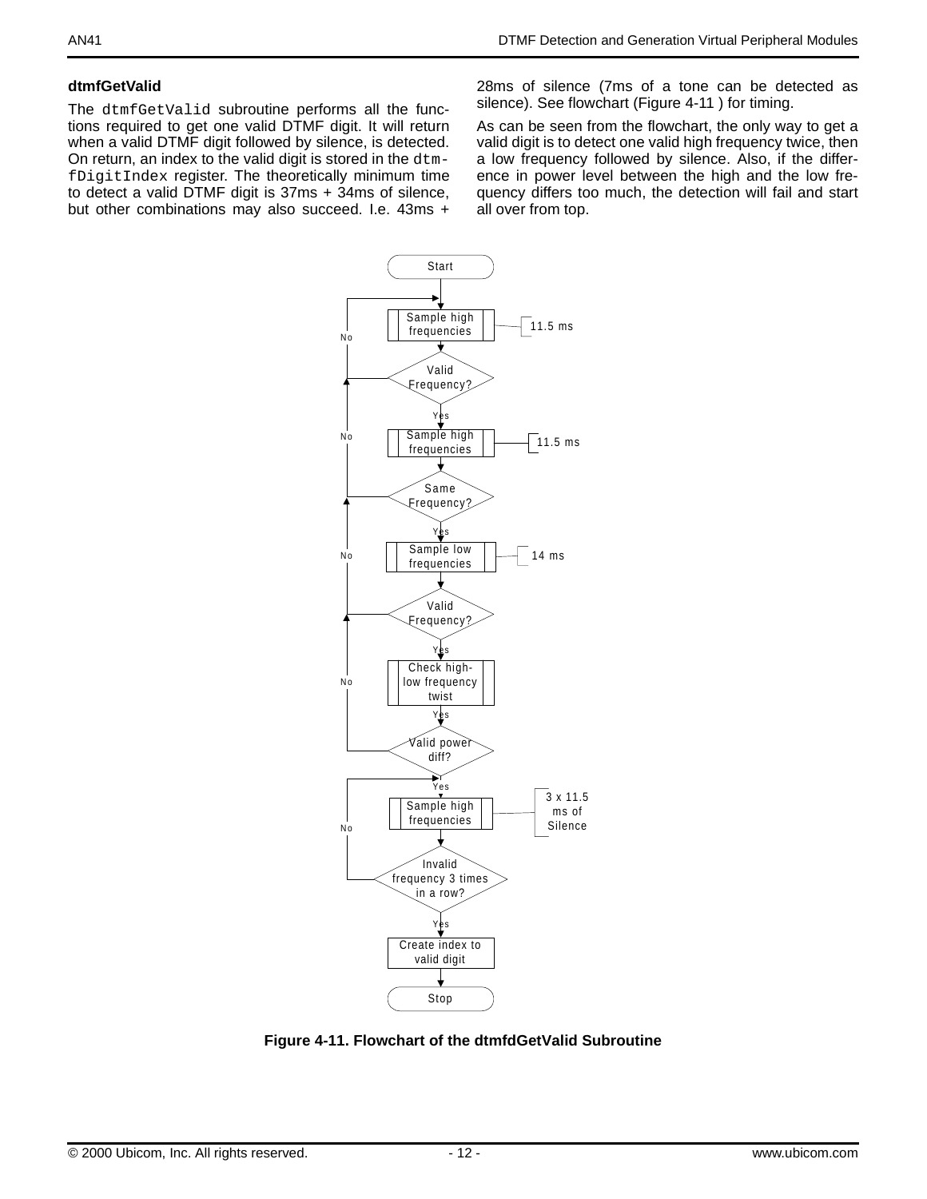### dtmfGetValid

The `dtmfGetValid` subroutine performs all the functions required to get one valid DTMF digit. It will return when a valid DTMF digit followed by silence, is detected. On return, an index to the valid digit is stored in the `dtmfDigitIndex` register. The theoretically minimum time to detect a valid DTMF digit is 37ms + 34ms of silence, but other combinations may also succeed. I.e. 43ms + 28ms of silence (7ms of a tone can be detected as silence). See flowchart (Figure 4-11 ) for timing.

As can be seen from the flowchart, the only way to get a valid digit is to detect one valid high frequency twice, then a low frequency followed by silence. Also, if the difference in power level between the high and the low frequency differs too much, the detection will fail and start all over from top.

Start → Sample high frequencies (11.5 ms) → Valid Frequency? (No: back to first Sample high frequencies; Yes: continue) → Sample high frequencies (11.5 ms) → Same Frequency? (No: back to first Sample high frequencies; Yes: continue) → Sample low frequencies (14 ms) → Valid Frequency? (No: back to first Sample high frequencies; Yes: continue) → Check high-low frequency twist → Valid power diff? (No: back to first Sample high frequencies; Yes: continue) → Sample high frequencies (3 x 11.5 ms of Silence) → Invalid frequency 3 times in a row? (No: back to this Sample high frequencies; Yes: continue) → Create index to valid digit → Stop

**Figure 4-11. Flowchart of the dtmfdGetValid Subroutine**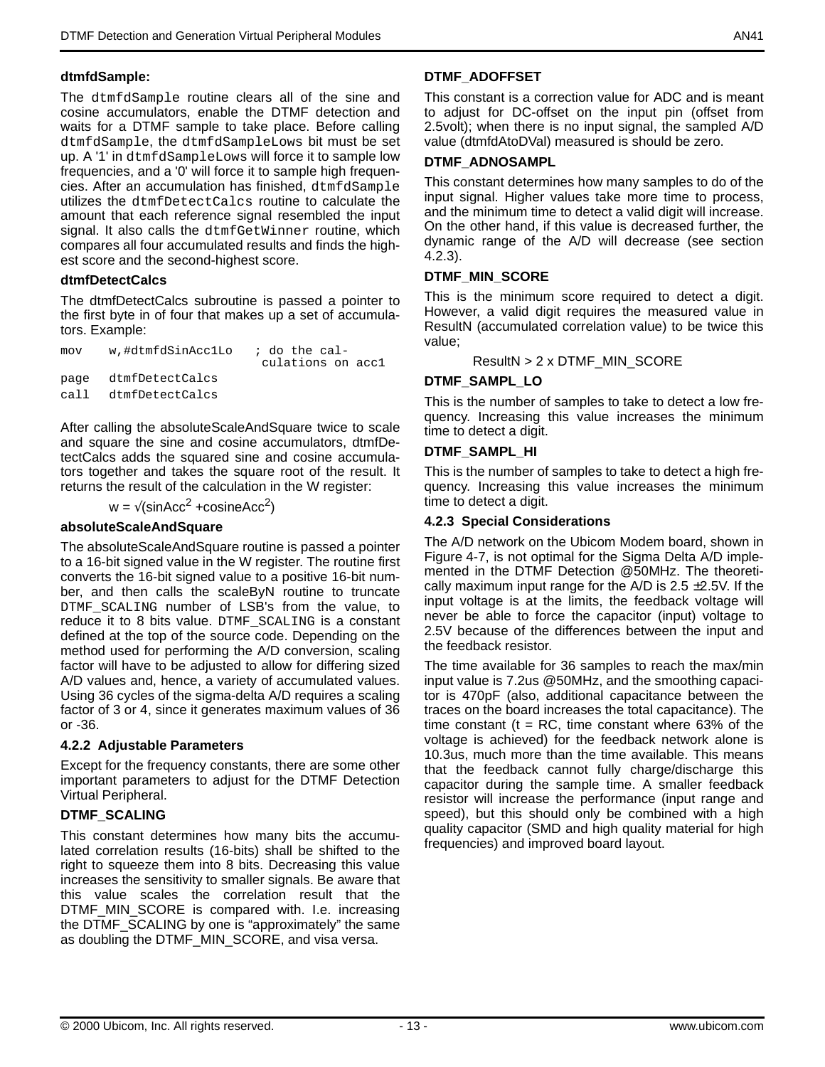**dtmfdSample:**

The `dtmfdSample` routine clears all of the sine and cosine accumulators, enable the DTMF detection and waits for a DTMF sample to take place. Before calling `dtmfdSample`, the `dtmfdSampleLows` bit must be set up. A '1' in `dtmfdSampleLows` will force it to sample low frequencies, and a '0' will force it to sample high frequencies. After an accumulation has finished, `dtmfdSample` utilizes the `dtmfDetectCalcs` routine to calculate the amount that each reference signal resembled the input signal. It also calls the `dtmfGetWinner` routine, which compares all four accumulated results and finds the highest score and the second-highest score.

**dtmfDetectCalcs**

The dtmfDetectCalcs subroutine is passed a pointer to the first byte in of four that makes up a set of accumulators. Example:

```
mov    w,#dtmfdSinAcc1Lo   ; do the cal-
                            culations on acc1
page   dtmfDetectCalcs
call   dtmfDetectCalcs
```

After calling the absoluteScaleAndSquare twice to scale and square the sine and cosine accumulators, dtmfDetectCalcs adds the squared sine and cosine accumulators together and takes the square root of the result. It returns the result of the calculation in the W register:

$$w = \sqrt{sinAcc^2 + cosineAcc^2}$$

**absoluteScaleAndSquare**

The absoluteScaleAndSquare routine is passed a pointer to a 16-bit signed value in the W register. The routine first converts the 16-bit signed value to a positive 16-bit number, and then calls the scaleByN routine to truncate `DTMF_SCALING` number of LSB's from the value, to reduce it to 8 bits value. `DTMF_SCALING` is a constant defined at the top of the source code. Depending on the method used for performing the A/D conversion, scaling factor will have to be adjusted to allow for differing sized A/D values and, hence, a variety of accumulated values. Using 36 cycles of the sigma-delta A/D requires a scaling factor of 3 or 4, since it generates maximum values of 36 or -36.

### 4.2.2 Adjustable Parameters

Except for the frequency constants, there are some other important parameters to adjust for the DTMF Detection Virtual Peripheral.

**DTMF_SCALING**

This constant determines how many bits the accumulated correlation results (16-bits) shall be shifted to the right to squeeze them into 8 bits. Decreasing this value increases the sensitivity to smaller signals. Be aware that this value scales the correlation result that the DTMF_MIN_SCORE is compared with. I.e. increasing the DTMF_SCALING by one is "approximately" the same as doubling the DTMF_MIN_SCORE, and visa versa.

**DTMF_ADOFFSET**

This constant is a correction value for ADC and is meant to adjust for DC-offset on the input pin (offset from 2.5volt); when there is no input signal, the sampled A/D value (dtmfdAtoDVal) measured is should be zero.

**DTMF_ADNOSAMPL**

This constant determines how many samples to do of the input signal. Higher values take more time to process, and the minimum time to detect a valid digit will increase. On the other hand, if this value is decreased further, the dynamic range of the A/D will decrease (see section 4.2.3).

**DTMF_MIN_SCORE**

This is the minimum score required to detect a digit. However, a valid digit requires the measured value in ResultN (accumulated correlation value) to be twice this value;

ResultN > 2 x DTMF_MIN_SCORE

**DTMF_SAMPL_LO**

This is the number of samples to take to detect a low frequency. Increasing this value increases the minimum time to detect a digit.

**DTMF_SAMPL_HI**

This is the number of samples to take to detect a high frequency. Increasing this value increases the minimum time to detect a digit.

### 4.2.3 Special Considerations

The A/D network on the Ubicom Modem board, shown in Figure 4-7, is not optimal for the Sigma Delta A/D implemented in the DTMF Detection @50MHz. The theoretically maximum input range for the A/D is 2.5 ±2.5V. If the input voltage is at the limits, the feedback voltage will never be able to force the capacitor (input) voltage to 2.5V because of the differences between the input and the feedback resistor.

The time available for 36 samples to reach the max/min input value is 7.2us @50MHz, and the smoothing capacitor is 470pF (also, additional capacitance between the traces on the board increases the total capacitance). The time constant (t = RC, time constant where 63% of the voltage is achieved) for the feedback network alone is 10.3us, much more than the time available. This means that the feedback cannot fully charge/discharge this capacitor during the sample time. A smaller feedback resistor will increase the performance (input range and speed), but this should only be combined with a high quality capacitor (SMD and high quality material for high frequencies) and improved board layout.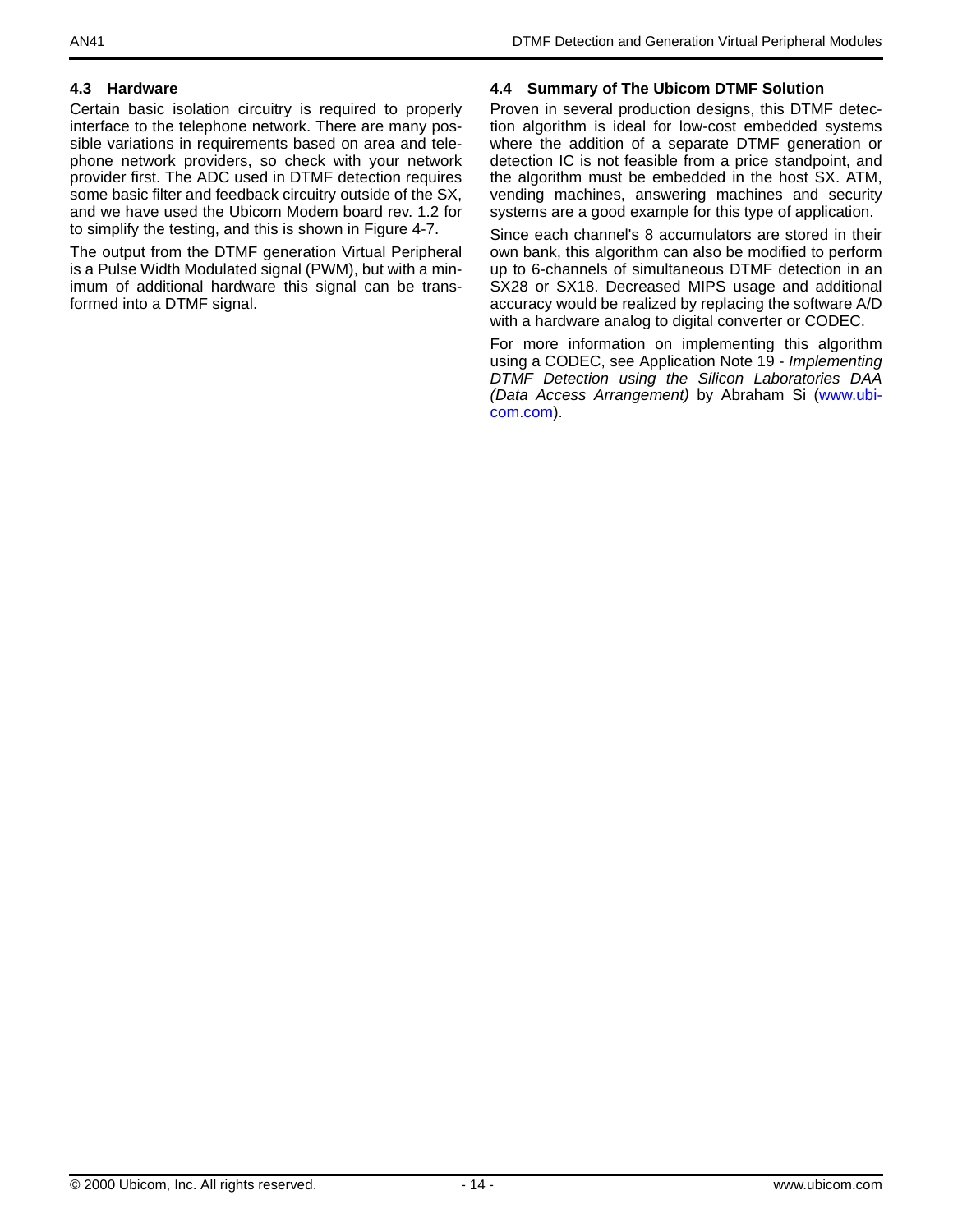### 4.3 Hardware

Certain basic isolation circuitry is required to properly interface to the telephone network. There are many possible variations in requirements based on area and telephone network providers, so check with your network provider first. The ADC used in DTMF detection requires some basic filter and feedback circuitry outside of the SX, and we have used the Ubicom Modem board rev. 1.2 for to simplify the testing, and this is shown in Figure 4-7.

The output from the DTMF generation Virtual Peripheral is a Pulse Width Modulated signal (PWM), but with a minimum of additional hardware this signal can be transformed into a DTMF signal.

### 4.4 Summary of The Ubicom DTMF Solution

Proven in several production designs, this DTMF detection algorithm is ideal for low-cost embedded systems where the addition of a separate DTMF generation or detection IC is not feasible from a price standpoint, and the algorithm must be embedded in the host SX. ATM, vending machines, answering machines and security systems are a good example for this type of application.

Since each channel's 8 accumulators are stored in their own bank, this algorithm can also be modified to perform up to 6-channels of simultaneous DTMF detection in an SX28 or SX18. Decreased MIPS usage and additional accuracy would be realized by replacing the software A/D with a hardware analog to digital converter or CODEC.

For more information on implementing this algorithm using a CODEC, see Application Note 19 - *Implementing DTMF Detection using the Silicon Laboratories DAA (Data Access Arrangement)* by Abraham Si (www.ubicom.com).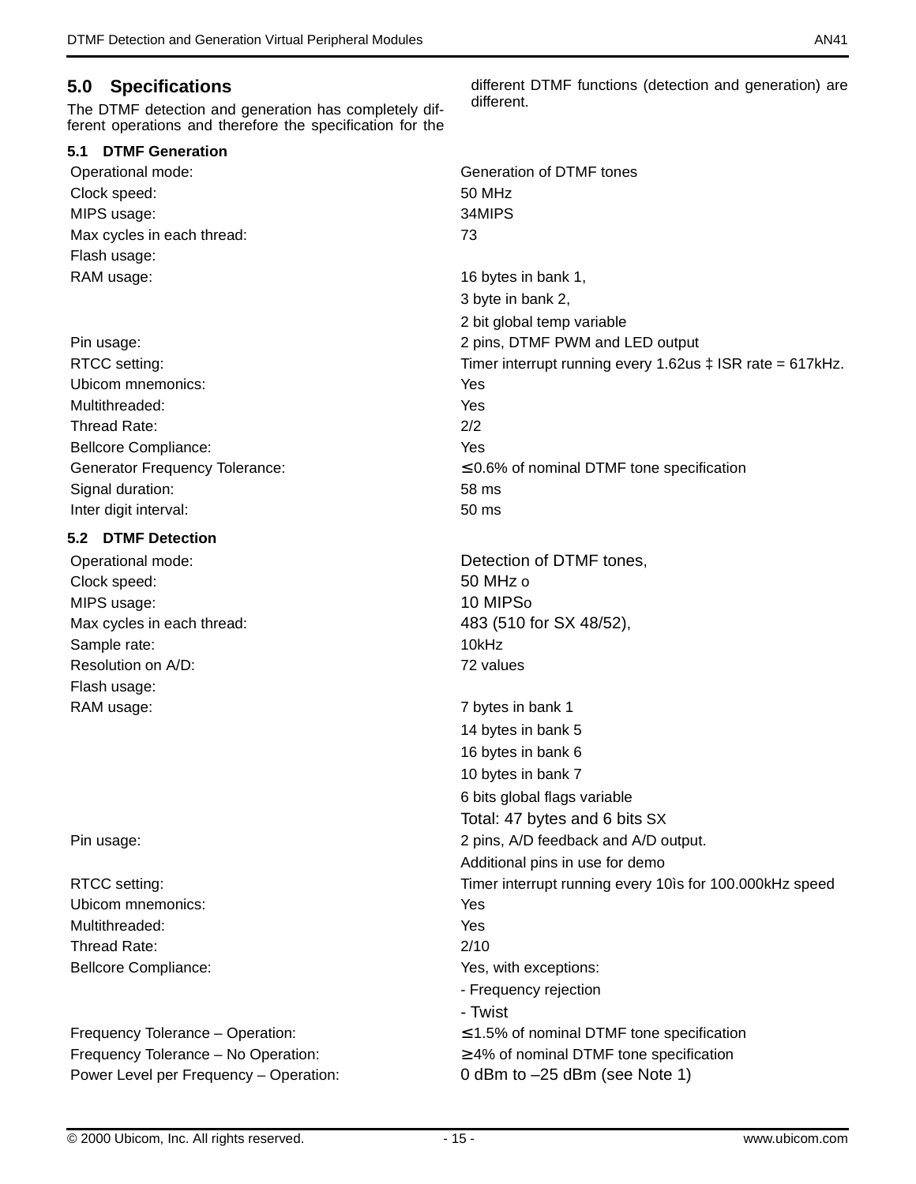## 5.0 Specifications

The DTMF detection and generation has completely different operations and therefore the specification for the different DTMF functions (detection and generation) are different.

### 5.1 DTMF Generation

| | |
|---|---|
| Operational mode: | Generation of DTMF tones |
| Clock speed: | 50 MHz |
| MIPS usage: | 34MIPS |
| Max cycles in each thread: | 73 |
| Flash usage: | |
| RAM usage: | 16 bytes in bank 1, |
| | 3 byte in bank 2, |
| | 2 bit global temp variable |
| Pin usage: | 2 pins, DTMF PWM and LED output |
| RTCC setting: | Timer interrupt running every 1.62us ‡ ISR rate = 617kHz. |
| Ubicom mnemonics: | Yes |
| Multithreaded: | Yes |
| Thread Rate: | 2/2 |
| Bellcore Compliance: | Yes |
| Generator Frequency Tolerance: | ≤ 0.6% of nominal DTMF tone specification |
| Signal duration: | 58 ms |
| Inter digit interval: | 50 ms |

### 5.2 DTMF Detection

| | |
|---|---|
| Operational mode: | Detection of DTMF tones, |
| Clock speed: | 50 MHz o |
| MIPS usage: | 10 MIPSo |
| Max cycles in each thread: | 483 (510 for SX 48/52), |
| Sample rate: | 10kHz |
| Resolution on A/D: | 72 values |
| Flash usage: | |
| RAM usage: | 7 bytes in bank 1 |
| | 14 bytes in bank 5 |
| | 16 bytes in bank 6 |
| | 10 bytes in bank 7 |
| | 6 bits global flags variable |
| | Total: 47 bytes and 6 bits SX |
| Pin usage: | 2 pins, A/D feedback and A/D output. |
| | Additional pins in use for demo |
| RTCC setting: | Timer interrupt running every 10ìs for 100.000kHz speed |
| Ubicom mnemonics: | Yes |
| Multithreaded: | Yes |
| Thread Rate: | 2/10 |
| Bellcore Compliance: | Yes, with exceptions: |
| | - Frequency rejection |
| | - Twist |
| Frequency Tolerance – Operation: | ≤ 1.5% of nominal DTMF tone specification |
| Frequency Tolerance – No Operation: | ≥ 4% of nominal DTMF tone specification |
| Power Level per Frequency – Operation: | 0 dBm to –25 dBm (see Note 1) |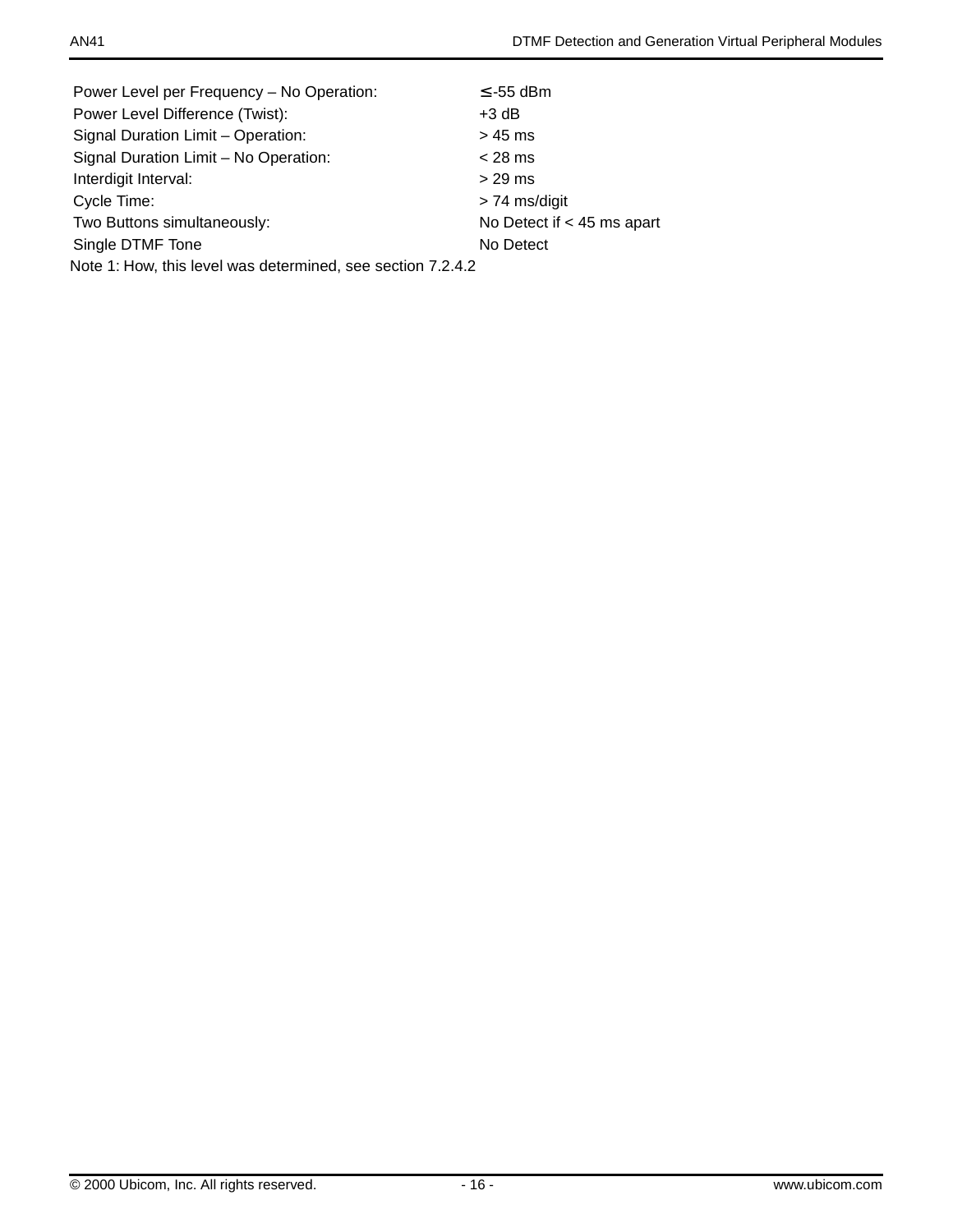| | |
|---|---|
| Power Level per Frequency – No Operation: | ≤ -55 dBm |
| Power Level Difference (Twist): | +3 dB |
| Signal Duration Limit – Operation: | > 45 ms |
| Signal Duration Limit – No Operation: | < 28 ms |
| Interdigit Interval: | > 29 ms |
| Cycle Time: | > 74 ms/digit |
| Two Buttons simultaneously: | No Detect if < 45 ms apart |
| Single DTMF Tone | No Detect |

Note 1: How, this level was determined, see section 7.2.4.2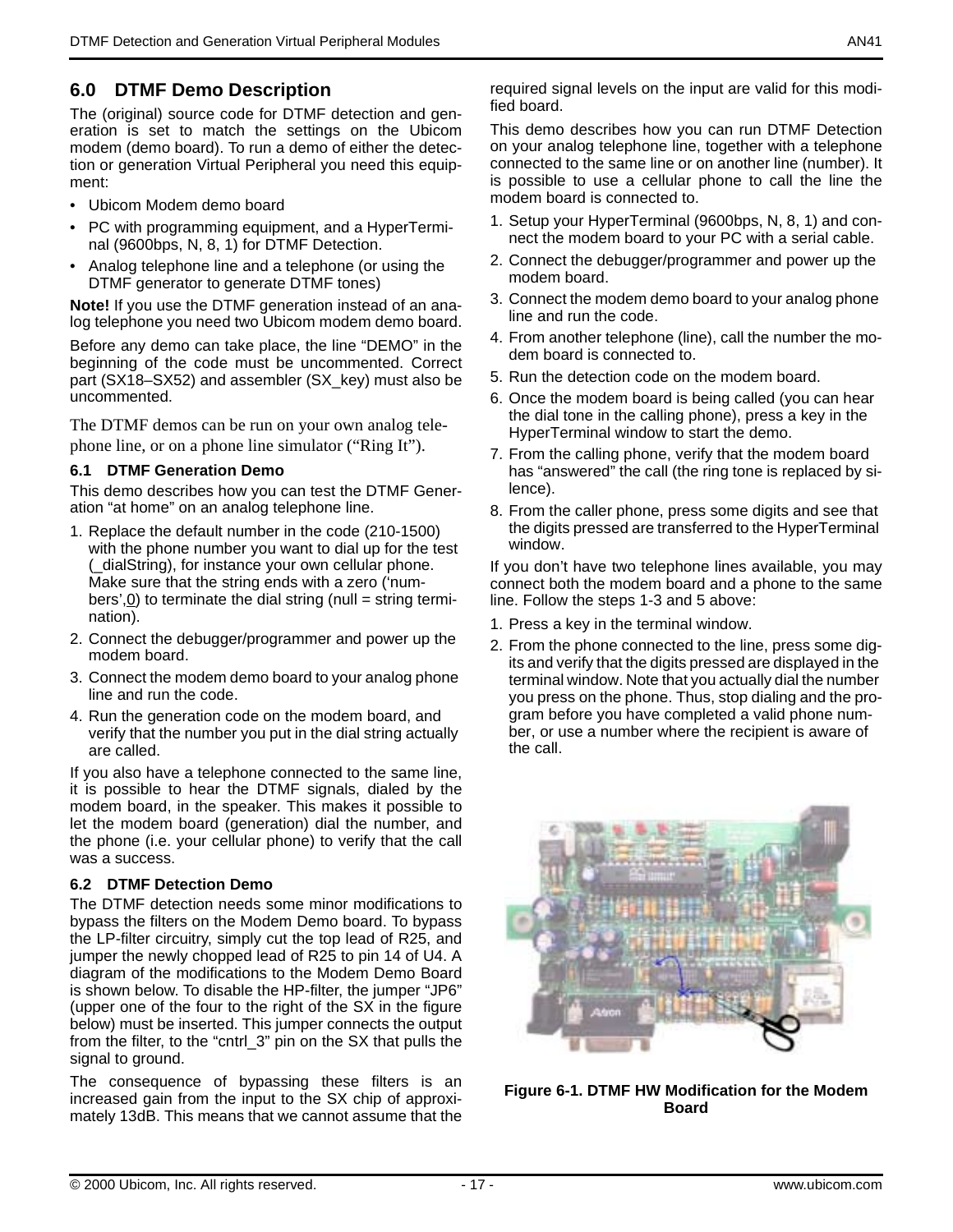## 6.0 DTMF Demo Description

The (original) source code for DTMF detection and generation is set to match the settings on the Ubicom modem (demo board). To run a demo of either the detection or generation Virtual Peripheral you need this equipment:

- Ubicom Modem demo board
- PC with programming equipment, and a HyperTerminal (9600bps, N, 8, 1) for DTMF Detection.
- Analog telephone line and a telephone (or using the DTMF generator to generate DTMF tones)

**Note!** If you use the DTMF generation instead of an analog telephone you need two Ubicom modem demo board.

Before any demo can take place, the line "DEMO" in the beginning of the code must be uncommented. Correct part (SX18–SX52) and assembler (SX_key) must also be uncommented.

The DTMF demos can be run on your own analog telephone line, or on a phone line simulator ("Ring It").

### 6.1 DTMF Generation Demo

This demo describes how you can test the DTMF Generation "at home" on an analog telephone line.

1. Replace the default number in the code (210-1500) with the phone number you want to dial up for the test (_dialString), for instance your own cellular phone. Make sure that the string ends with a zero ('numbers',0) to terminate the dial string (null = string termination).
2. Connect the debugger/programmer and power up the modem board.
3. Connect the modem demo board to your analog phone line and run the code.
4. Run the generation code on the modem board, and verify that the number you put in the dial string actually are called.

If you also have a telephone connected to the same line, it is possible to hear the DTMF signals, dialed by the modem board, in the speaker. This makes it possible to let the modem board (generation) dial the number, and the phone (i.e. your cellular phone) to verify that the call was a success.

### 6.2 DTMF Detection Demo

The DTMF detection needs some minor modifications to bypass the filters on the Modem Demo board. To bypass the LP-filter circuitry, simply cut the top lead of R25, and jumper the newly chopped lead of R25 to pin 14 of U4. A diagram of the modifications to the Modem Demo Board is shown below. To disable the HP-filter, the jumper "JP6" (upper one of the four to the right of the SX in the figure below) must be inserted. This jumper connects the output from the filter, to the "cntrl_3" pin on the SX that pulls the signal to ground.

The consequence of bypassing these filters is an increased gain from the input to the SX chip of approximately 13dB. This means that we cannot assume that the required signal levels on the input are valid for this modified board.

This demo describes how you can run DTMF Detection on your analog telephone line, together with a telephone connected to the same line or on another line (number). It is possible to use a cellular phone to call the line the modem board is connected to.

1. Setup your HyperTerminal (9600bps, N, 8, 1) and connect the modem board to your PC with a serial cable.
2. Connect the debugger/programmer and power up the modem board.
3. Connect the modem demo board to your analog phone line and run the code.
4. From another telephone (line), call the number the modem board is connected to.
5. Run the detection code on the modem board.
6. Once the modem board is being called (you can hear the dial tone in the calling phone), press a key in the HyperTerminal window to start the demo.
7. From the calling phone, verify that the modem board has "answered" the call (the ring tone is replaced by silence).
8. From the caller phone, press some digits and see that the digits pressed are transferred to the HyperTerminal window.

If you don't have two telephone lines available, you may connect both the modem board and a phone to the same line. Follow the steps 1-3 and 5 above:

1. Press a key in the terminal window.
2. From the phone connected to the line, press some digits and verify that the digits pressed are displayed in the terminal window. Note that you actually dial the number you press on the phone. Thus, stop dialing and the program before you have completed a valid phone number, or use a number where the recipient is aware of the call.

**Figure 6-1. DTMF HW Modification for the Modem Board**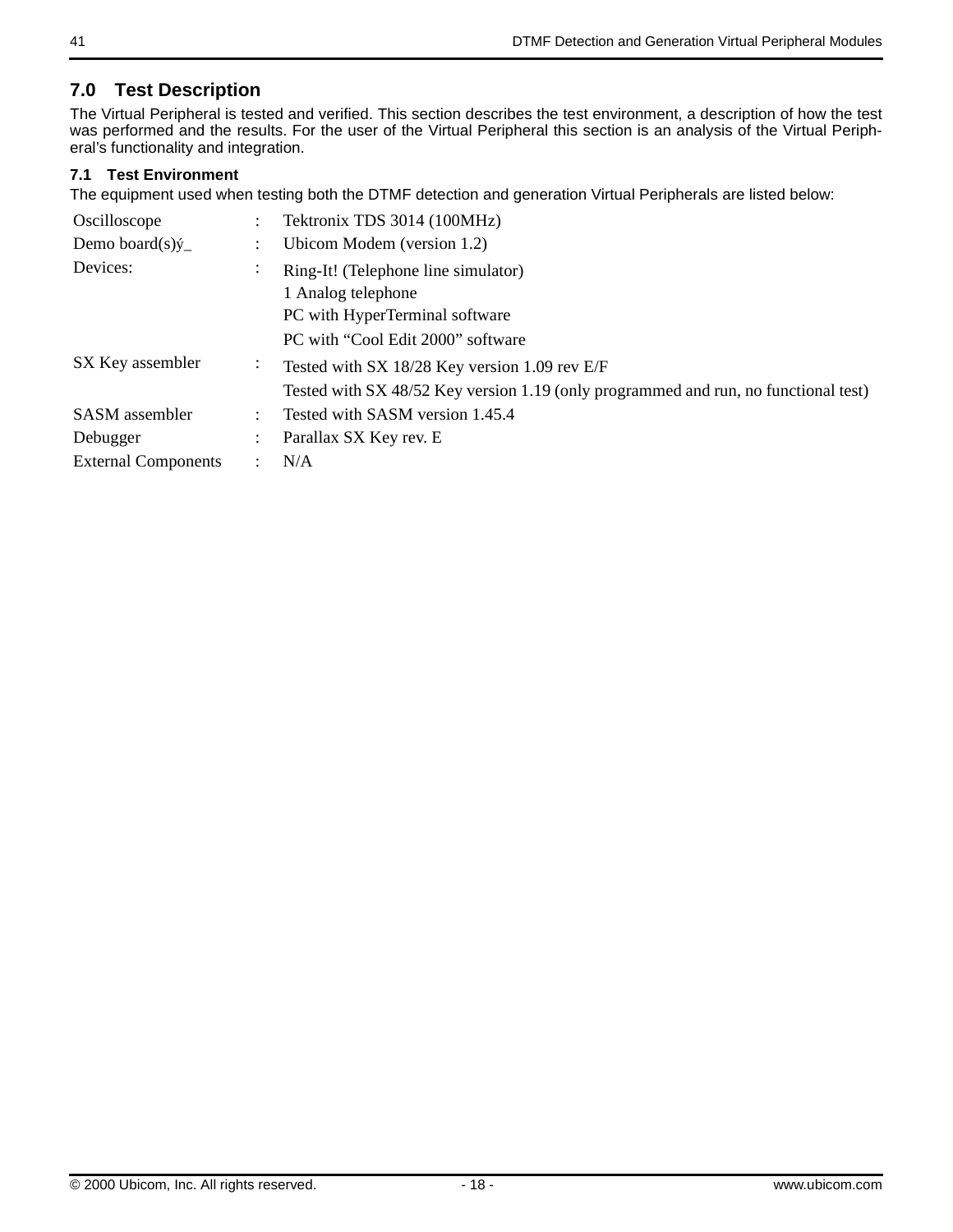## 7.0 Test Description

The Virtual Peripheral is tested and verified. This section describes the test environment, a description of how the test was performed and the results. For the user of the Virtual Peripheral this section is an analysis of the Virtual Peripheral's functionality and integration.

### 7.1 Test Environment

The equipment used when testing both the DTMF detection and generation Virtual Peripherals are listed below:

| | | |
|---|---|---|
| Oscilloscope | : | Tektronix TDS 3014 (100MHz) |
| Demo board(s)ý_ | : | Ubicom Modem (version 1.2) |
| Devices: | : | Ring-It! (Telephone line simulator)<br>1 Analog telephone<br>PC with HyperTerminal software<br>PC with “Cool Edit 2000” software |
| SX Key assembler | : | Tested with SX 18/28 Key version 1.09 rev E/F<br>Tested with SX 48/52 Key version 1.19 (only programmed and run, no functional test) |
| SASM assembler | : | Tested with SASM version 1.45.4 |
| Debugger | : | Parallax SX Key rev. E |
| External Components | : | N/A |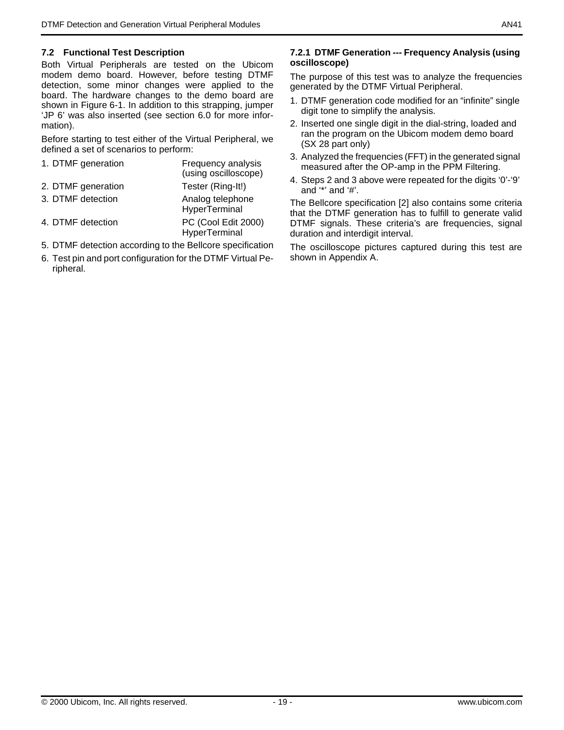## 7.2 Functional Test Description

Both Virtual Peripherals are tested on the Ubicom modem demo board. However, before testing DTMF detection, some minor changes were applied to the board. The hardware changes to the demo board are shown in Figure 6-1. In addition to this strapping, jumper 'JP 6' was also inserted (see section 6.0 for more information).

Before starting to test either of the Virtual Peripheral, we defined a set of scenarios to perform:

1. DTMF generation — Frequency analysis (using oscilloscope)
2. DTMF generation — Tester (Ring-It!)
3. DTMF detection — Analog telephone HyperTerminal
4. DTMF detection — PC (Cool Edit 2000) HyperTerminal
5. DTMF detection according to the Bellcore specification
6. Test pin and port configuration for the DTMF Virtual Peripheral.

### 7.2.1 DTMF Generation --- Frequency Analysis (using oscilloscope)

The purpose of this test was to analyze the frequencies generated by the DTMF Virtual Peripheral.

1. DTMF generation code modified for an "infinite" single digit tone to simplify the analysis.
2. Inserted one single digit in the dial-string, loaded and ran the program on the Ubicom modem demo board (SX 28 part only)
3. Analyzed the frequencies (FFT) in the generated signal measured after the OP-amp in the PPM Filtering.
4. Steps 2 and 3 above were repeated for the digits '0'-'9' and '*' and '#'.

The Bellcore specification [2] also contains some criteria that the DTMF generation has to fulfill to generate valid DTMF signals. These criteria's are frequencies, signal duration and interdigit interval.

The oscilloscope pictures captured during this test are shown in Appendix A.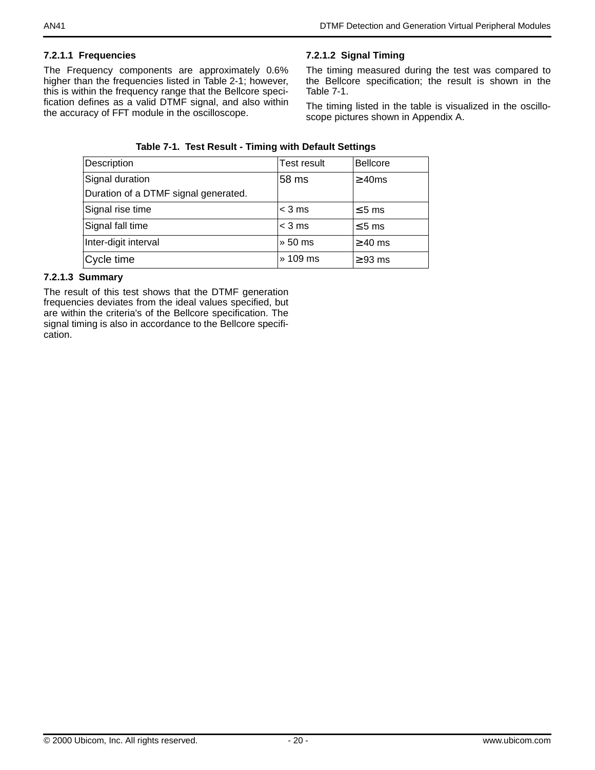#### 7.2.1.1 Frequencies

The Frequency components are approximately 0.6% higher than the frequencies listed in Table 2-1; however, this is within the frequency range that the Bellcore specification defines as a valid DTMF signal, and also within the accuracy of FFT module in the oscilloscope.

#### 7.2.1.2 Signal Timing

The timing measured during the test was compared to the Bellcore specification; the result is shown in the Table 7-1.

The timing listed in the table is visualized in the oscilloscope pictures shown in Appendix A.

**Table 7-1. Test Result - Timing with Default Settings**

| Description | Test result | Bellcore |
|---|---|---|
| Signal duration<br>Duration of a DTMF signal generated. | 58 ms | ≥ 40ms |
| Signal rise time | < 3 ms | ≤ 5 ms |
| Signal fall time | < 3 ms | ≤ 5 ms |
| Inter-digit interval | » 50 ms | ≥ 40 ms |
| Cycle time | » 109 ms | ≥ 93 ms |

#### 7.2.1.3 Summary

The result of this test shows that the DTMF generation frequencies deviates from the ideal values specified, but are within the criteria's of the Bellcore specification. The signal timing is also in accordance to the Bellcore specification.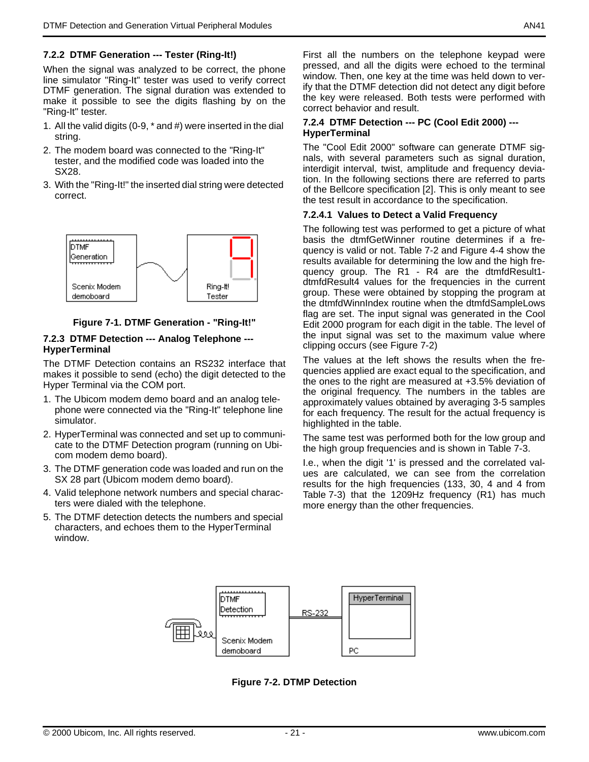### 7.2.2 DTMF Generation --- Tester (Ring-It!)

When the signal was analyzed to be correct, the phone line simulator "Ring-It" tester was used to verify correct DTMF generation. The signal duration was extended to make it possible to see the digits flashing by on the "Ring-It" tester.

1. All the valid digits (0-9, * and #) were inserted in the dial string.
2. The modem board was connected to the "Ring-It" tester, and the modified code was loaded into the SX28.
3. With the "Ring-It!" the inserted dial string were detected correct.

**Figure 7-1. DTMF Generation - "Ring-It!"**

### 7.2.3 DTMF Detection --- Analog Telephone --- HyperTerminal

The DTMF Detection contains an RS232 interface that makes it possible to send (echo) the digit detected to the Hyper Terminal via the COM port.

1. The Ubicom modem demo board and an analog telephone were connected via the "Ring-It" telephone line simulator.
2. HyperTerminal was connected and set up to communicate to the DTMF Detection program (running on Ubicom modem demo board).
3. The DTMF generation code was loaded and run on the SX 28 part (Ubicom modem demo board).
4. Valid telephone network numbers and special characters were dialed with the telephone.
5. The DTMF detection detects the numbers and special characters, and echoes them to the HyperTerminal window.

First all the numbers on the telephone keypad were pressed, and all the digits were echoed to the terminal window. Then, one key at the time was held down to verify that the DTMF detection did not detect any digit before the key were released. Both tests were performed with correct behavior and result.

### 7.2.4 DTMF Detection --- PC (Cool Edit 2000) --- HyperTerminal

The "Cool Edit 2000" software can generate DTMF signals, with several parameters such as signal duration, interdigit interval, twist, amplitude and frequency deviation. In the following sections there are referred to parts of the Bellcore specification [2]. This is only meant to see the test result in accordance to the specification.

#### 7.2.4.1 Values to Detect a Valid Frequency

The following test was performed to get a picture of what basis the dtmfGetWinner routine determines if a frequency is valid or not. Table 7-2 and Figure 4-4 show the results available for determining the low and the high frequency group. The R1 - R4 are the dtmfdResult1-dtmfdResult4 values for the frequencies in the current group. These were obtained by stopping the program at the dtmfdWinnIndex routine when the dtmfdSampleLows flag are set. The input signal was generated in the Cool Edit 2000 program for each digit in the table. The level of the input signal was set to the maximum value where clipping occurs (see Figure 7-2)

The values at the left shows the results when the frequencies applied are exact equal to the specification, and the ones to the right are measured at +3.5% deviation of the original frequency. The numbers in the tables are approximately values obtained by averaging 3-5 samples for each frequency. The result for the actual frequency is highlighted in the table.

The same test was performed both for the low group and the high group frequencies and is shown in Table 7-3.

I.e., when the digit '1' is pressed and the correlated values are calculated, we can see from the correlation results for the high frequencies (133, 30, 4 and 4 from Table 7-3) that the 1209Hz frequency (R1) has much more energy than the other frequencies.

**Figure 7-2. DTMP Detection**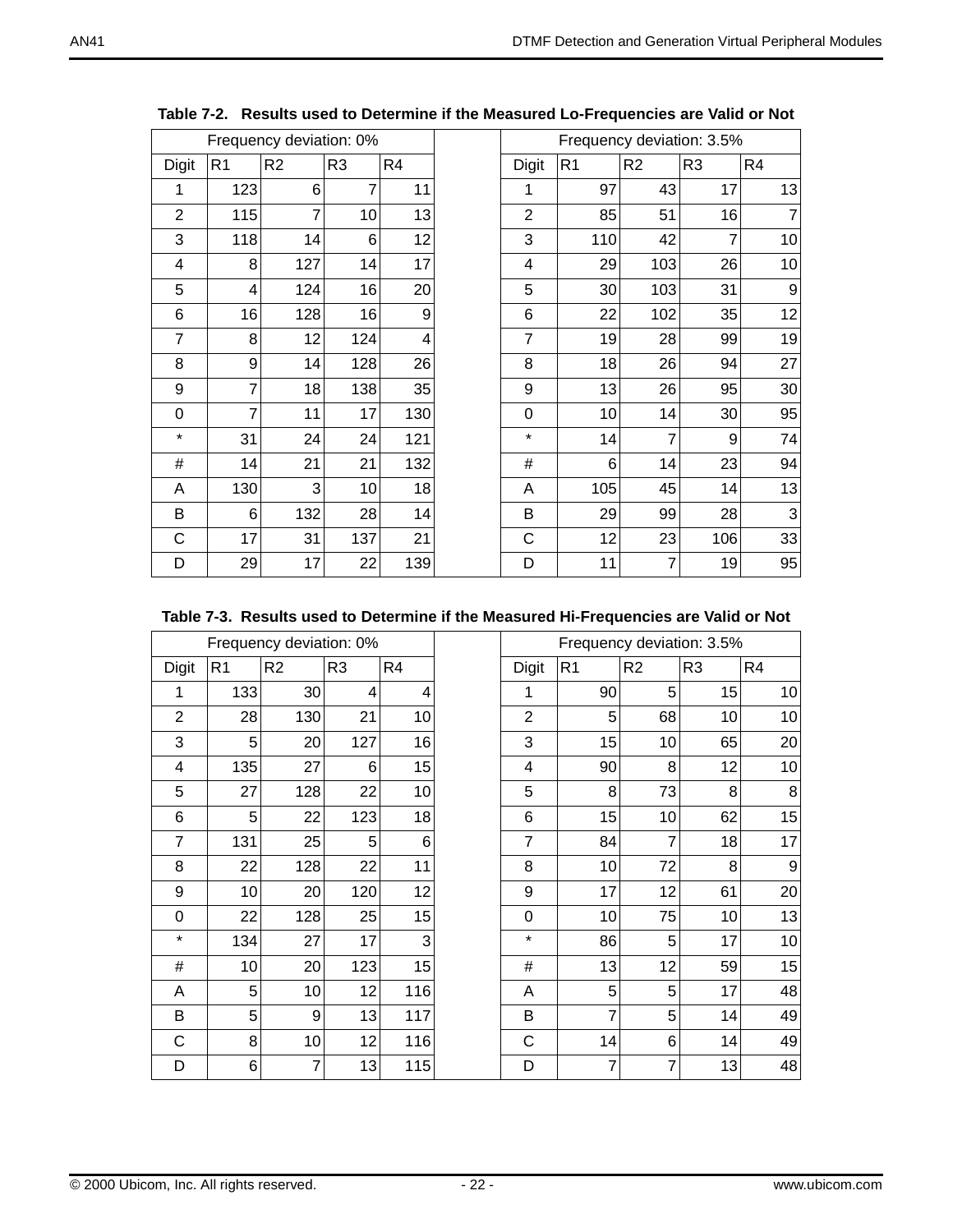**Table 7-2. Results used to Determine if the Measured Lo-Frequencies are Valid or Not**

| Frequency deviation: 0% | | | | | | Frequency deviation: 3.5% | | | | |
|---|---|---|---|---|---|---|---|---|---|---|
| Digit | R1 | R2 | R3 | R4 | | Digit | R1 | R2 | R3 | R4 |
| 1 | 123 | 6 | 7 | 11 | | 1 | 97 | 43 | 17 | 13 |
| 2 | 115 | 7 | 10 | 13 | | 2 | 85 | 51 | 16 | 7 |
| 3 | 118 | 14 | 6 | 12 | | 3 | 110 | 42 | 7 | 10 |
| 4 | 8 | 127 | 14 | 17 | | 4 | 29 | 103 | 26 | 10 |
| 5 | 4 | 124 | 16 | 20 | | 5 | 30 | 103 | 31 | 9 |
| 6 | 16 | 128 | 16 | 9 | | 6 | 22 | 102 | 35 | 12 |
| 7 | 8 | 12 | 124 | 4 | | 7 | 19 | 28 | 99 | 19 |
| 8 | 9 | 14 | 128 | 26 | | 8 | 18 | 26 | 94 | 27 |
| 9 | 7 | 18 | 138 | 35 | | 9 | 13 | 26 | 95 | 30 |
| 0 | 7 | 11 | 17 | 130 | | 0 | 10 | 14 | 30 | 95 |
| * | 31 | 24 | 24 | 121 | | * | 14 | 7 | 9 | 74 |
| # | 14 | 21 | 21 | 132 | | # | 6 | 14 | 23 | 94 |
| A | 130 | 3 | 10 | 18 | | A | 105 | 45 | 14 | 13 |
| B | 6 | 132 | 28 | 14 | | B | 29 | 99 | 28 | 3 |
| C | 17 | 31 | 137 | 21 | | C | 12 | 23 | 106 | 33 |
| D | 29 | 17 | 22 | 139 | | D | 11 | 7 | 19 | 95 |

**Table 7-3. Results used to Determine if the Measured Hi-Frequencies are Valid or Not**

| Frequency deviation: 0% | | | | | | Frequency deviation: 3.5% | | | | |
|---|---|---|---|---|---|---|---|---|---|---|
| Digit | R1 | R2 | R3 | R4 | | Digit | R1 | R2 | R3 | R4 |
| 1 | 133 | 30 | 4 | 4 | | 1 | 90 | 5 | 15 | 10 |
| 2 | 28 | 130 | 21 | 10 | | 2 | 5 | 68 | 10 | 10 |
| 3 | 5 | 20 | 127 | 16 | | 3 | 15 | 10 | 65 | 20 |
| 4 | 135 | 27 | 6 | 15 | | 4 | 90 | 8 | 12 | 10 |
| 5 | 27 | 128 | 22 | 10 | | 5 | 8 | 73 | 8 | 8 |
| 6 | 5 | 22 | 123 | 18 | | 6 | 15 | 10 | 62 | 15 |
| 7 | 131 | 25 | 5 | 6 | | 7 | 84 | 7 | 18 | 17 |
| 8 | 22 | 128 | 22 | 11 | | 8 | 10 | 72 | 8 | 9 |
| 9 | 10 | 20 | 120 | 12 | | 9 | 17 | 12 | 61 | 20 |
| 0 | 22 | 128 | 25 | 15 | | 0 | 10 | 75 | 10 | 13 |
| * | 134 | 27 | 17 | 3 | | * | 86 | 5 | 17 | 10 |
| # | 10 | 20 | 123 | 15 | | # | 13 | 12 | 59 | 15 |
| A | 5 | 10 | 12 | 116 | | A | 5 | 5 | 17 | 48 |
| B | 5 | 9 | 13 | 117 | | B | 7 | 5 | 14 | 49 |
| C | 8 | 10 | 12 | 116 | | C | 14 | 6 | 14 | 49 |
| D | 6 | 7 | 13 | 115 | | D | 7 | 7 | 13 | 48 |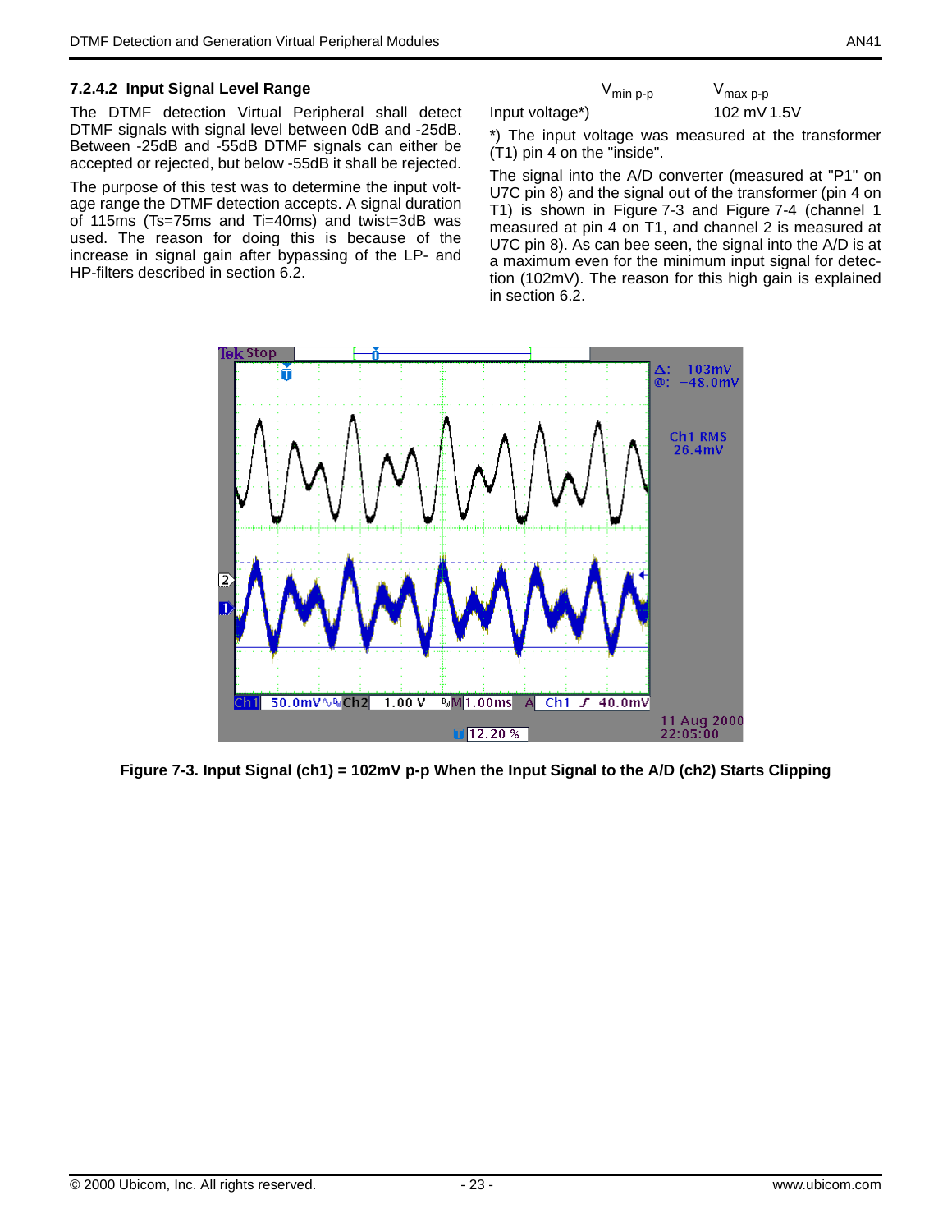### 7.2.4.2 Input Signal Level Range

The DTMF detection Virtual Peripheral shall detect DTMF signals with signal level between 0dB and -25dB. Between -25dB and -55dB DTMF signals can either be accepted or rejected, but below -55dB it shall be rejected.

The purpose of this test was to determine the input voltage range the DTMF detection accepts. A signal duration of 115ms (Ts=75ms and Ti=40ms) and twist=3dB was used. The reason for doing this is because of the increase in signal gain after bypassing of the LP- and HP-filters described in section 6.2.

| | $V_{min\ p\text{-}p}$ | $V_{max\ p\text{-}p}$ |
|---|---|---|
| Input voltage*) | 102 mV | 1.5V |

*) The input voltage was measured at the transformer (T1) pin 4 on the "inside".

The signal into the A/D converter (measured at "P1" on U7C pin 8) and the signal out of the transformer (pin 4 on T1) is shown in Figure 7-3 and Figure 7-4 (channel 1 measured at pin 4 on T1, and channel 2 is measured at U7C pin 8). As can bee seen, the signal into the A/D is at a maximum even for the minimum input signal for detection (102mV). The reason for this high gain is explained in section 6.2.

**Figure 7-3. Input Signal (ch1) = 102mV p-p When the Input Signal to the A/D (ch2) Starts Clipping**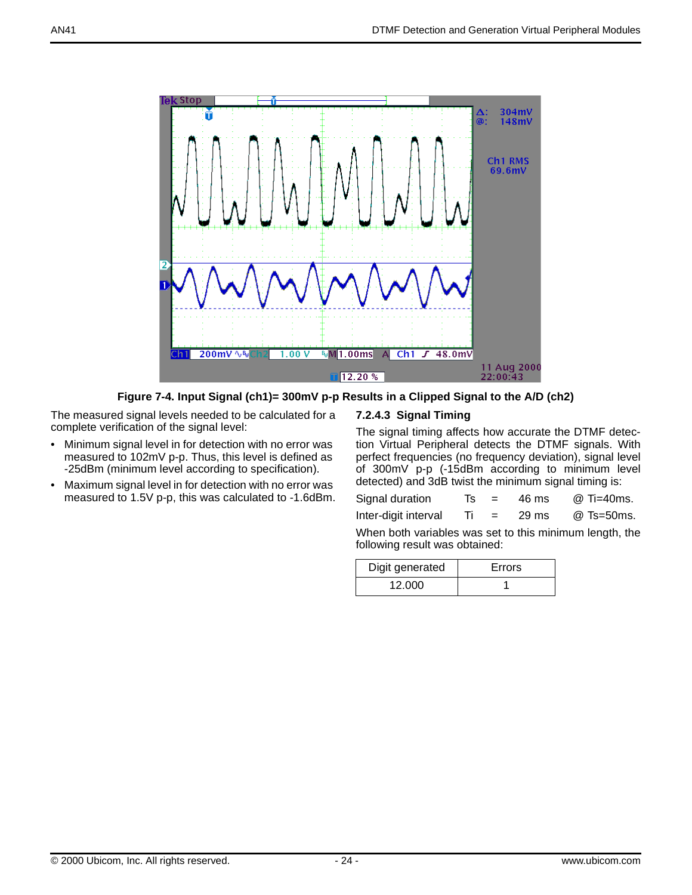**Figure 7-4. Input Signal (ch1)= 300mV p-p Results in a Clipped Signal to the A/D (ch2)**

The measured signal levels needed to be calculated for a complete verification of the signal level:

- Minimum signal level in for detection with no error was measured to 102mV p-p. Thus, this level is defined as -25dBm (minimum level according to specification).
- Maximum signal level in for detection with no error was measured to 1.5V p-p, this was calculated to -1.6dBm.

### 7.2.4.3 Signal Timing

The signal timing affects how accurate the DTMF detection Virtual Peripheral detects the DTMF signals. With perfect frequencies (no frequency deviation), signal level of 300mV p-p (-15dBm according to minimum level detected) and 3dB twist the minimum signal timing is:

| | | | | |
|---|---|---|---|---|
| Signal duration | Ts | = | 46 ms | @ Ti=40ms. |
| Inter-digit interval | Ti | = | 29 ms | @ Ts=50ms. |

When both variables was set to this minimum length, the following result was obtained:

| Digit generated | Errors |
|---|---|
| 12.000 | 1 |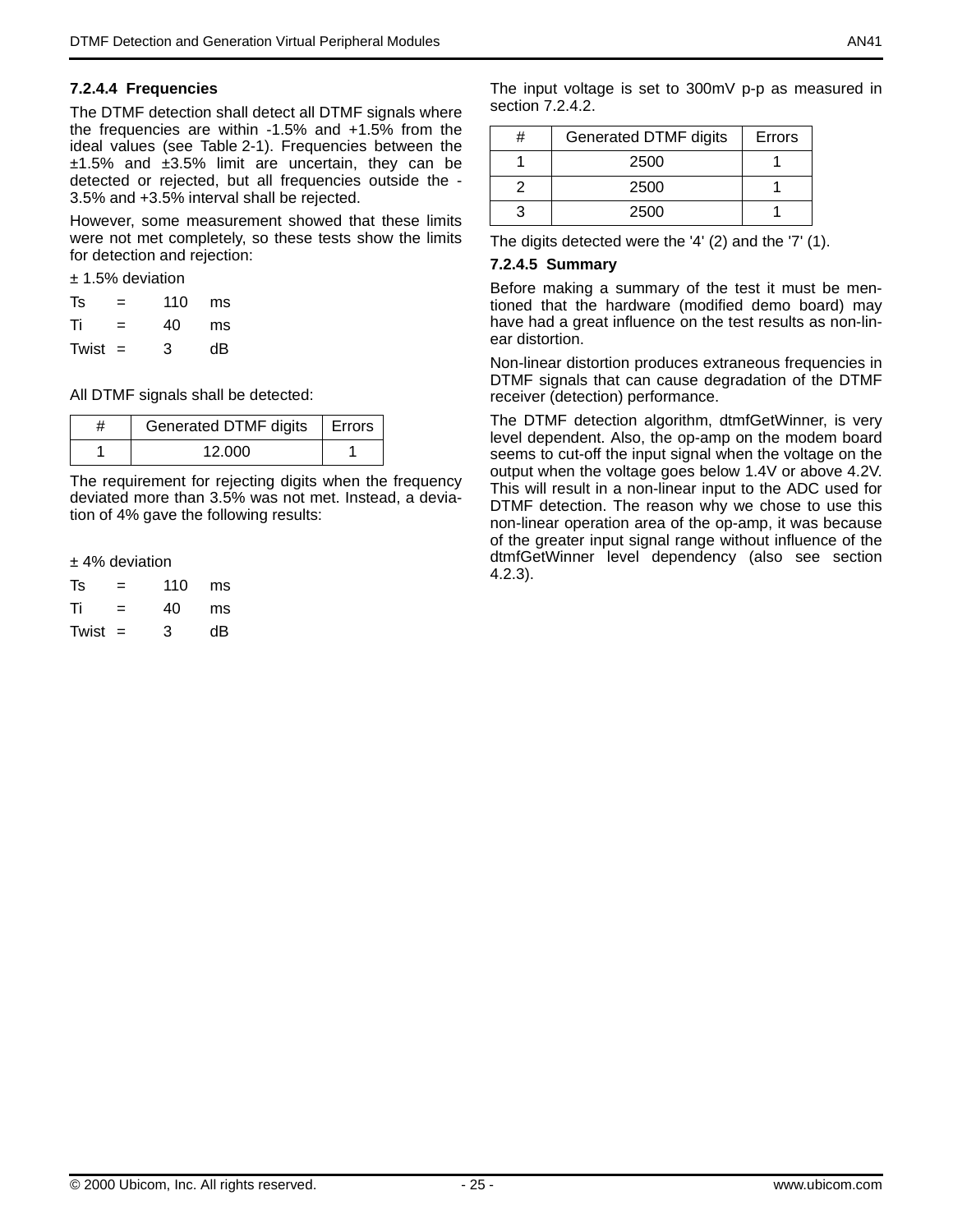#### 7.2.4.4 Frequencies

The DTMF detection shall detect all DTMF signals where the frequencies are within -1.5% and +1.5% from the ideal values (see Table 2-1). Frequencies between the ±1.5% and ±3.5% limit are uncertain, they can be detected or rejected, but all frequencies outside the -3.5% and +3.5% interval shall be rejected.

However, some measurement showed that these limits were not met completely, so these tests show the limits for detection and rejection:

± 1.5% deviation

| | | | |
|---|---|---|---|
| Ts | = | 110 | ms |
| Ti | = | 40 | ms |
| Twist | = | 3 | dB |

All DTMF signals shall be detected:

| # | Generated DTMF digits | Errors |
|---|---|---|
| 1 | 12.000 | 1 |

The requirement for rejecting digits when the frequency deviated more than 3.5% was not met. Instead, a deviation of 4% gave the following results:

± 4% deviation

| | | | |
|---|---|---|---|
| Ts | = | 110 | ms |
| Ti | = | 40 | ms |
| Twist | = | 3 | dB |

The input voltage is set to 300mV p-p as measured in section 7.2.4.2.

| # | Generated DTMF digits | Errors |
|---|---|---|
| 1 | 2500 | 1 |
| 2 | 2500 | 1 |
| 3 | 2500 | 1 |

The digits detected were the '4' (2) and the '7' (1).

#### 7.2.4.5 Summary

Before making a summary of the test it must be mentioned that the hardware (modified demo board) may have had a great influence on the test results as non-linear distortion.

Non-linear distortion produces extraneous frequencies in DTMF signals that can cause degradation of the DTMF receiver (detection) performance.

The DTMF detection algorithm, dtmfGetWinner, is very level dependent. Also, the op-amp on the modem board seems to cut-off the input signal when the voltage on the output when the voltage goes below 1.4V or above 4.2V. This will result in a non-linear input to the ADC used for DTMF detection. The reason why we chose to use this non-linear operation area of the op-amp, it was because of the greater input signal range without influence of the dtmfGetWinner level dependency (also see section 4.2.3).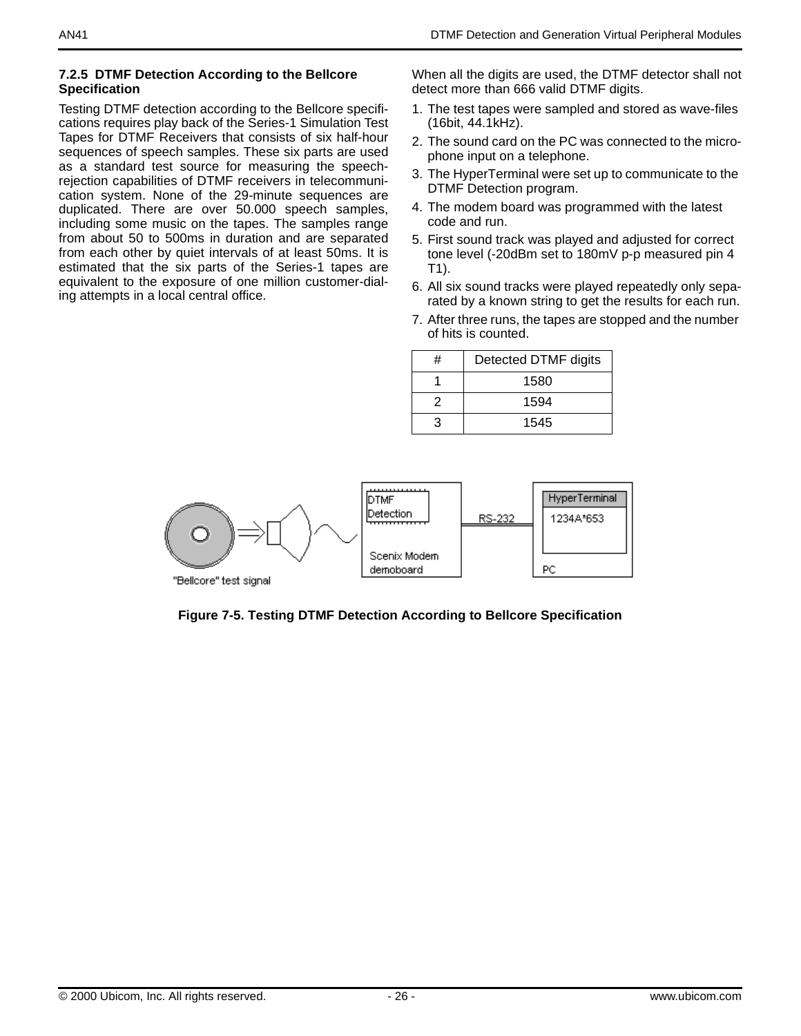### 7.2.5 DTMF Detection According to the Bellcore Specification

Testing DTMF detection according to the Bellcore specifications requires play back of the Series-1 Simulation Test Tapes for DTMF Receivers that consists of six half-hour sequences of speech samples. These six parts are used as a standard test source for measuring the speech-rejection capabilities of DTMF receivers in telecommunication system. None of the 29-minute sequences are duplicated. There are over 50.000 speech samples, including some music on the tapes. The samples range from about 50 to 500ms in duration and are separated from each other by quiet intervals of at least 50ms. It is estimated that the six parts of the Series-1 tapes are equivalent to the exposure of one million customer-dialing attempts in a local central office.

When all the digits are used, the DTMF detector shall not detect more than 666 valid DTMF digits.

1. The test tapes were sampled and stored as wave-files (16bit, 44.1kHz).
2. The sound card on the PC was connected to the microphone input on a telephone.
3. The HyperTerminal were set up to communicate to the DTMF Detection program.
4. The modem board was programmed with the latest code and run.
5. First sound track was played and adjusted for correct tone level (-20dBm set to 180mV p-p measured pin 4 T1).
6. All six sound tracks were played repeatedly only separated by a known string to get the results for each run.
7. After three runs, the tapes are stopped and the number of hits is counted.

| # | Detected DTMF digits |
|---|---|
| 1 | 1580 |
| 2 | 1594 |
| 3 | 1545 |

"Bellcore" test signal | DTMF Detection | Scenix Modem demoboard | RS-232 | HyperTerminal | 1234A*653 | PC

**Figure 7-5. Testing DTMF Detection According to Bellcore Specification**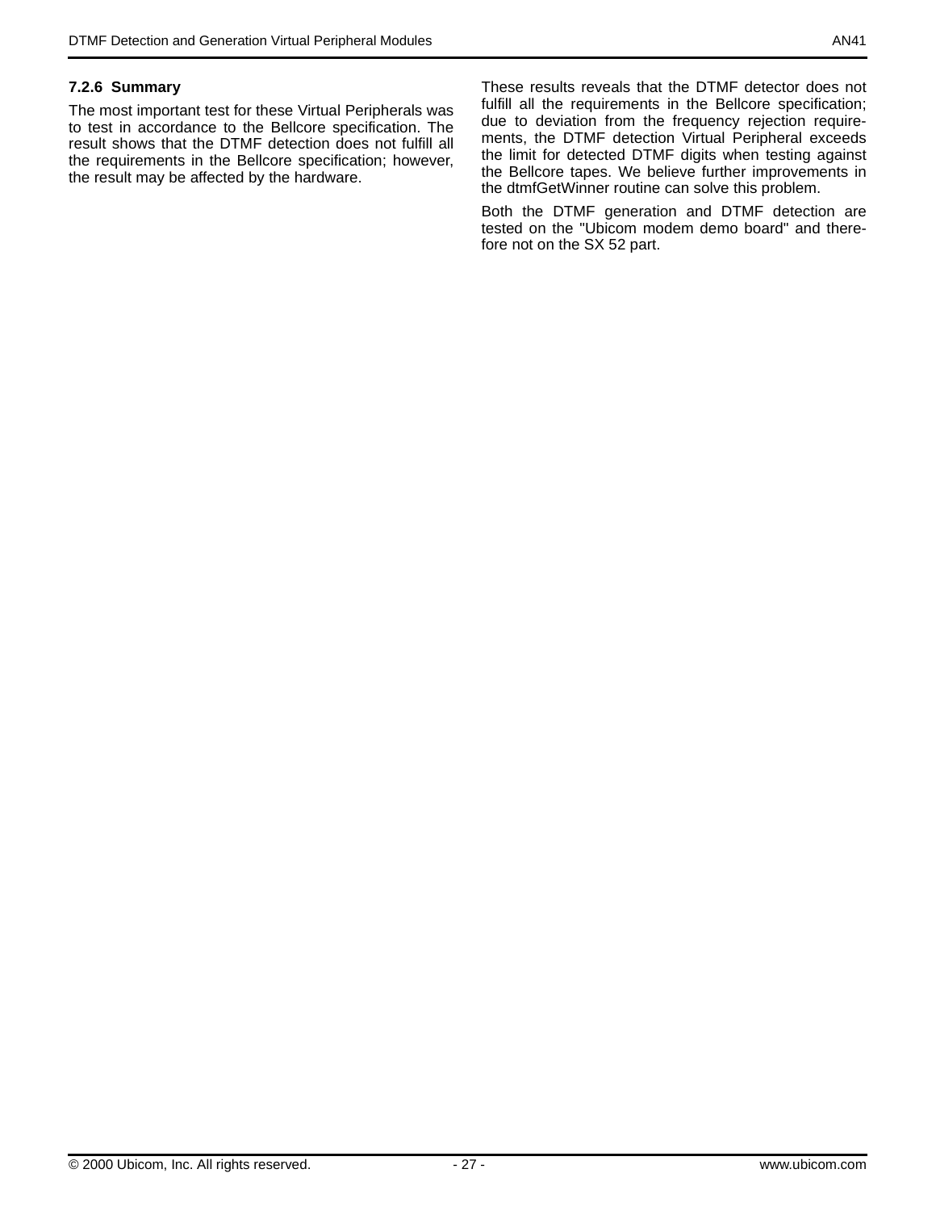### 7.2.6 Summary

The most important test for these Virtual Peripherals was to test in accordance to the Bellcore specification. The result shows that the DTMF detection does not fulfill all the requirements in the Bellcore specification; however, the result may be affected by the hardware.

These results reveals that the DTMF detector does not fulfill all the requirements in the Bellcore specification; due to deviation from the frequency rejection requirements, the DTMF detection Virtual Peripheral exceeds the limit for detected DTMF digits when testing against the Bellcore tapes. We believe further improvements in the dtmfGetWinner routine can solve this problem.

Both the DTMF generation and DTMF detection are tested on the "Ubicom modem demo board" and therefore not on the SX 52 part.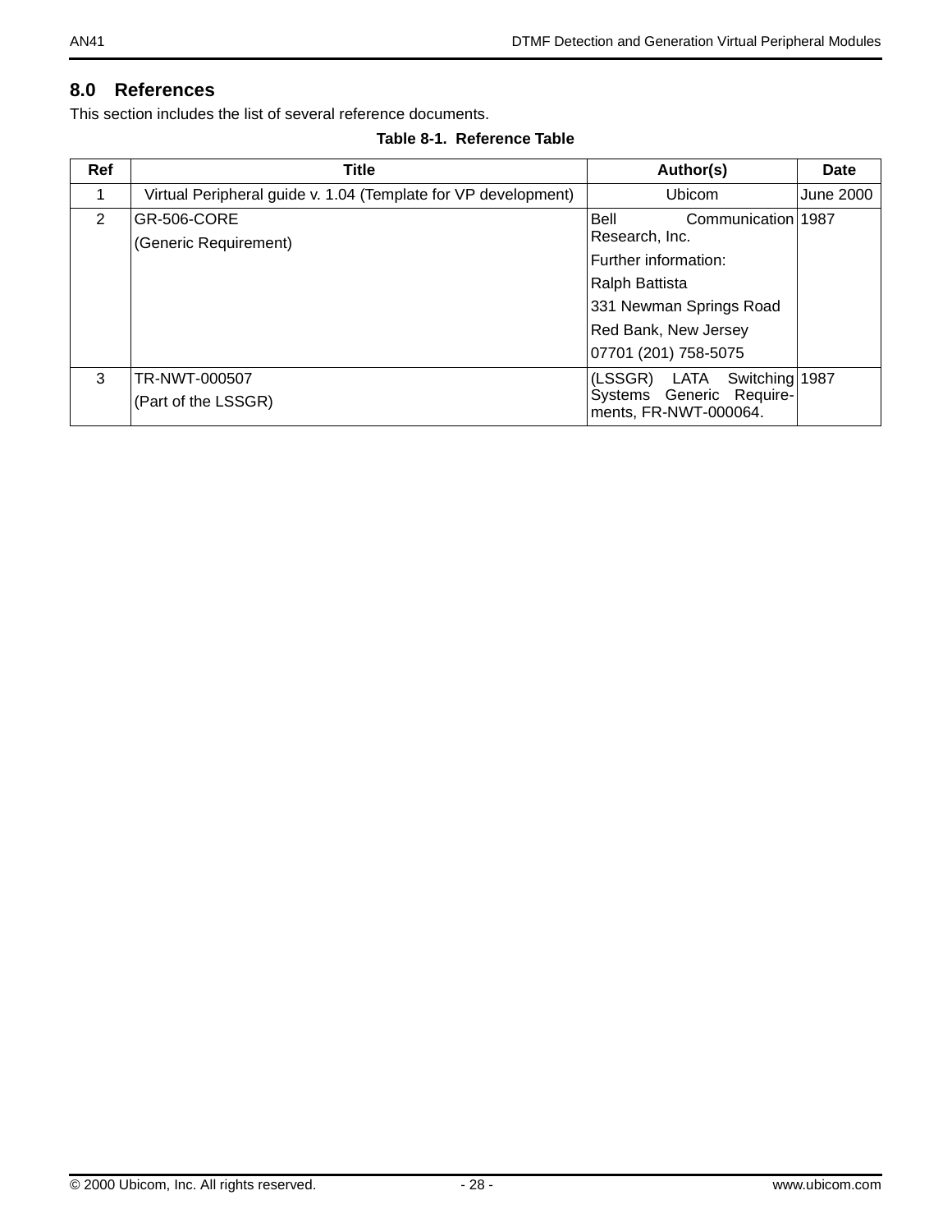## 8.0 References

This section includes the list of several reference documents.

**Table 8-1. Reference Table**

| Ref | Title | Author(s) | Date |
|---|---|---|---|
| 1 | Virtual Peripheral guide v. 1.04 (Template for VP development) | Ubicom | June 2000 |
| 2 | GR-506-CORE<br>(Generic Requirement) | Bell Communication Research, Inc.<br>Further information:<br>Ralph Battista<br>331 Newman Springs Road<br>Red Bank, New Jersey<br>07701 (201) 758-5075 | 1987 |
| 3 | TR-NWT-000507<br>(Part of the LSSGR) | (LSSGR) LATA Switching Systems Generic Requirements, FR-NWT-000064. | 1987 |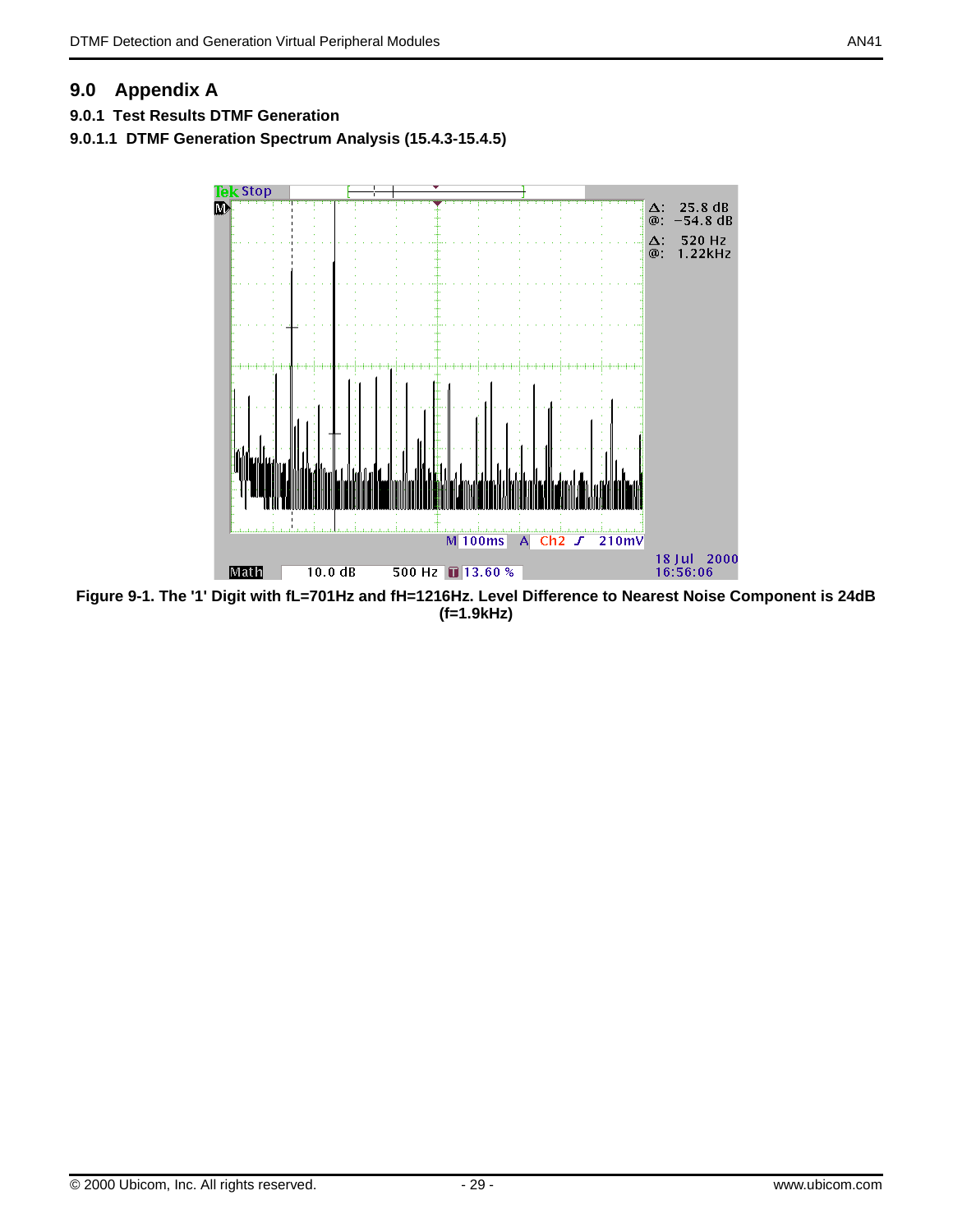## 9.0 Appendix A

### 9.0.1 Test Results DTMF Generation

#### 9.0.1.1 DTMF Generation Spectrum Analysis (15.4.3-15.4.5)

**Figure 9-1. The '1' Digit with fL=701Hz and fH=1216Hz. Level Difference to Nearest Noise Component is 24dB (f=1.9kHz)**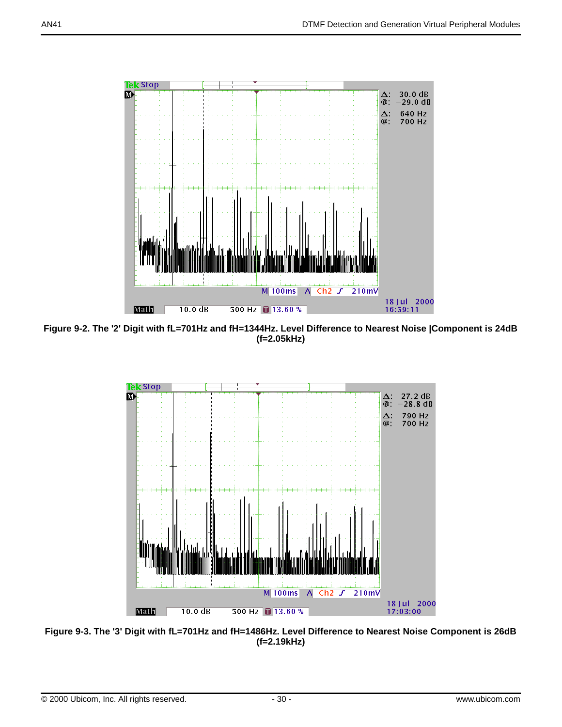Figure 9-2. The '2' Digit with fL=701Hz and fH=1344Hz. Level Difference to Nearest Noise |Component is 24dB (f=2.05kHz)

Figure 9-3. The '3' Digit with fL=701Hz and fH=1486Hz. Level Difference to Nearest Noise Component is 26dB (f=2.19kHz)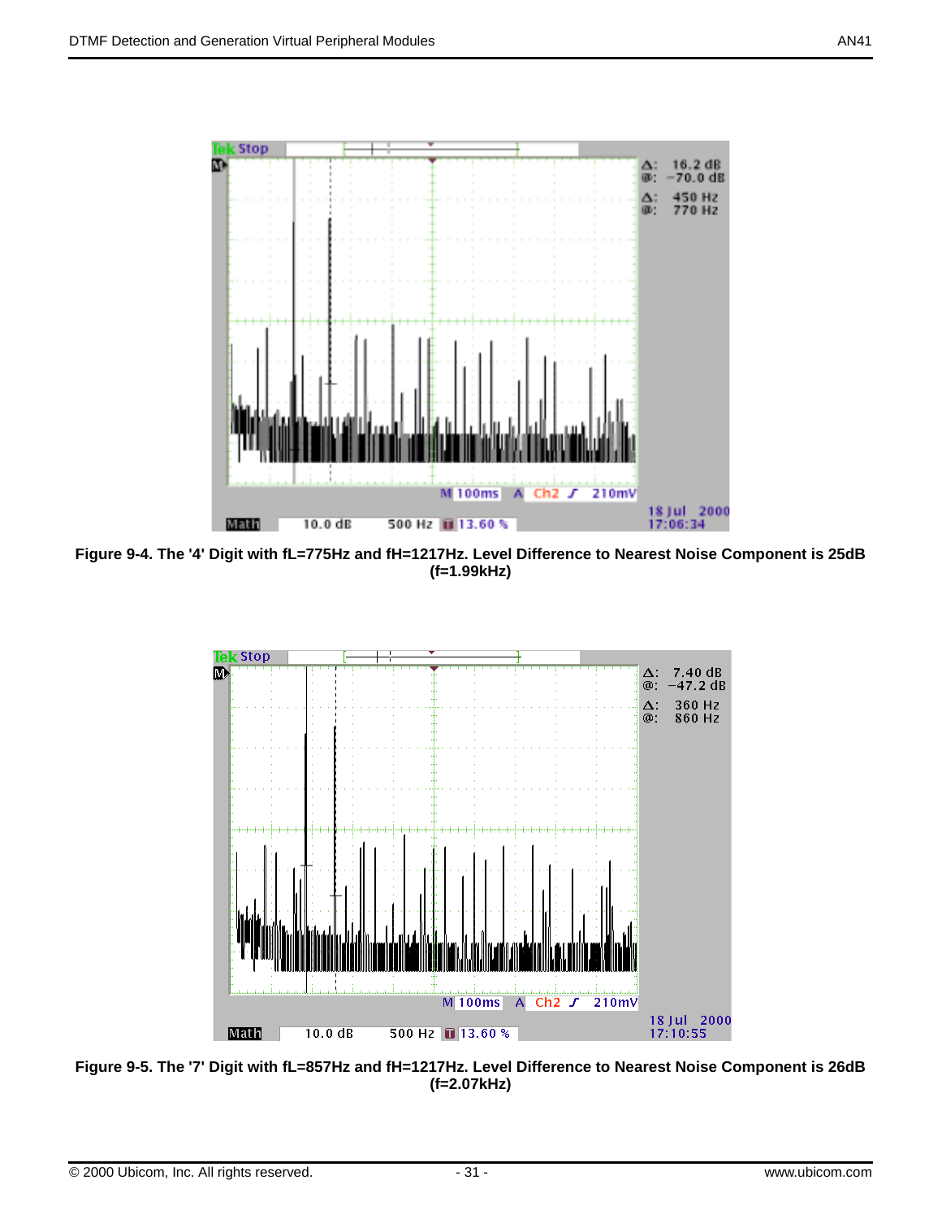Figure 9-4. The '4' Digit with fL=775Hz and fH=1217Hz. Level Difference to Nearest Noise Component is 25dB (f=1.99kHz)

Figure 9-5. The '7' Digit with fL=857Hz and fH=1217Hz. Level Difference to Nearest Noise Component is 26dB (f=2.07kHz)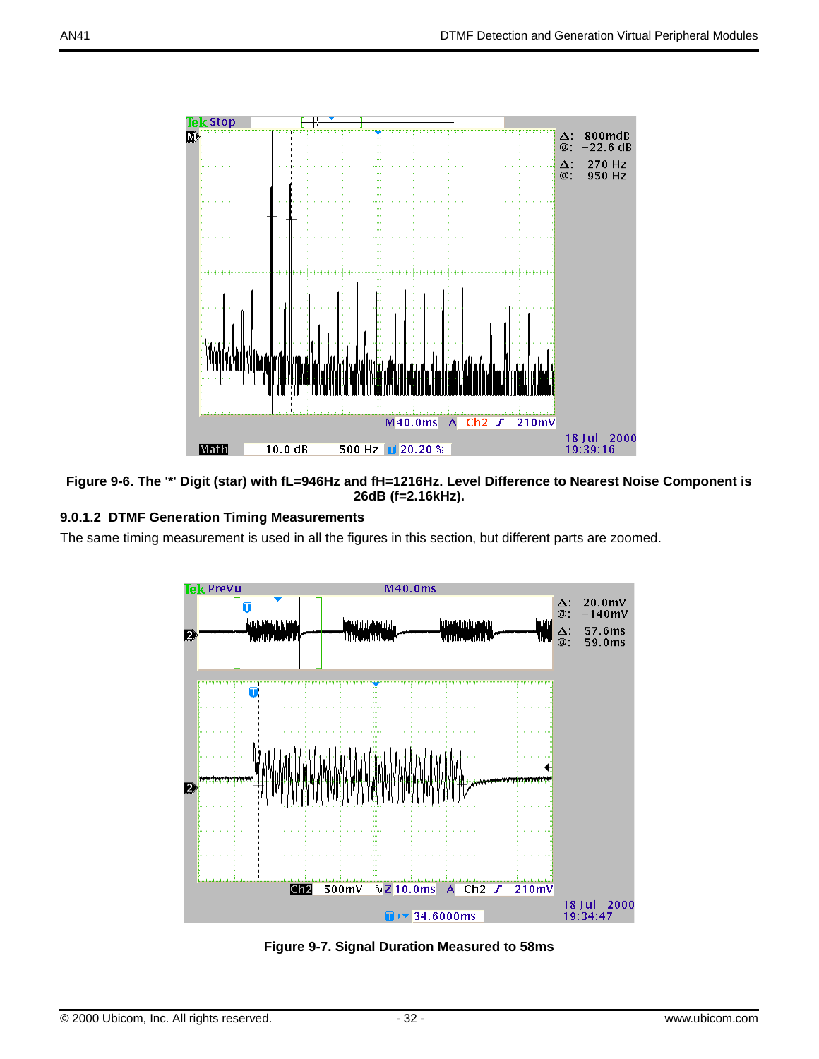**Figure 9-6. The '*' Digit (star) with fL=946Hz and fH=1216Hz. Level Difference to Nearest Noise Component is 26dB (f=2.16kHz).**

### 9.0.1.2 DTMF Generation Timing Measurements

The same timing measurement is used in all the figures in this section, but different parts are zoomed.

**Figure 9-7. Signal Duration Measured to 58ms**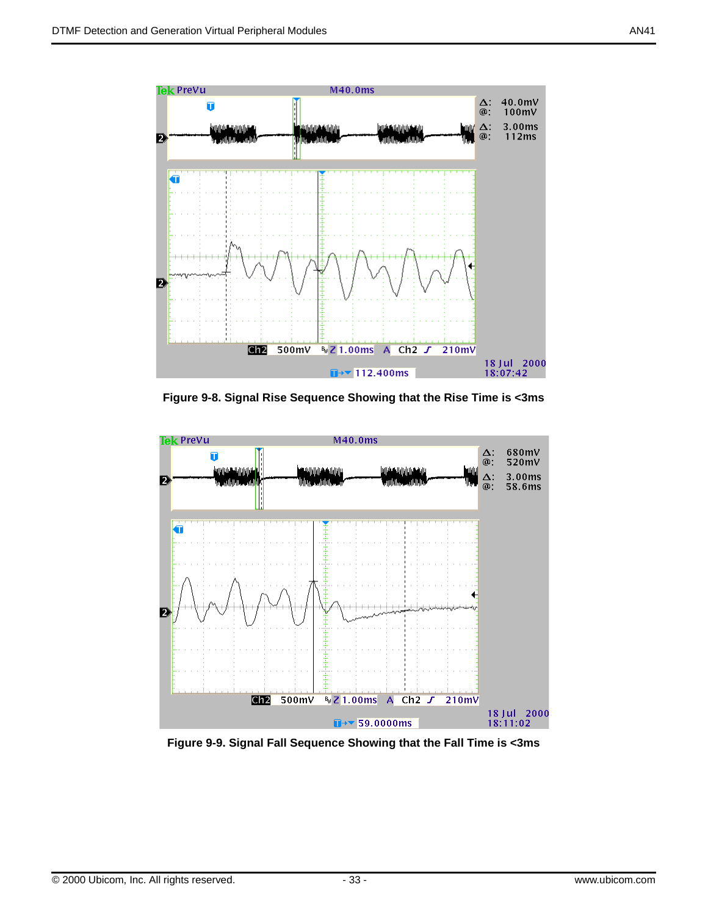Figure 9-8. Signal Rise Sequence Showing that the Rise Time is <3ms

Figure 9-9. Signal Fall Sequence Showing that the Fall Time is <3ms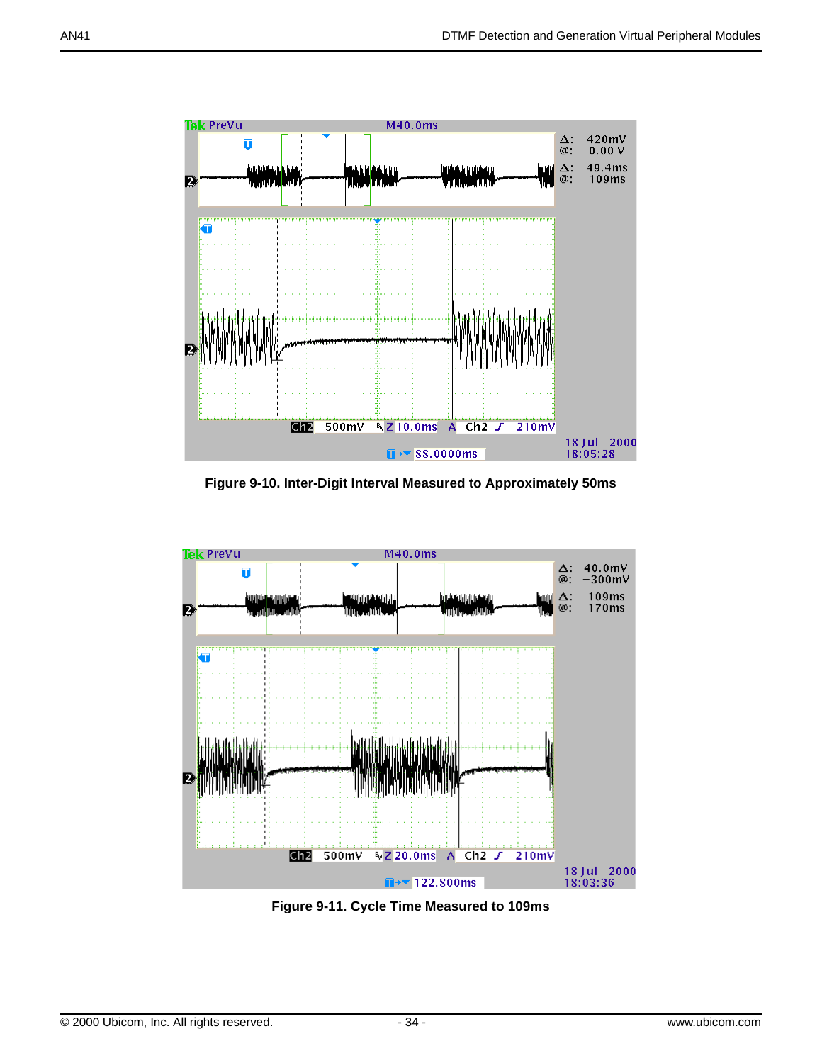Figure 9-10. Inter-Digit Interval Measured to Approximately 50ms

Figure 9-11. Cycle Time Measured to 109ms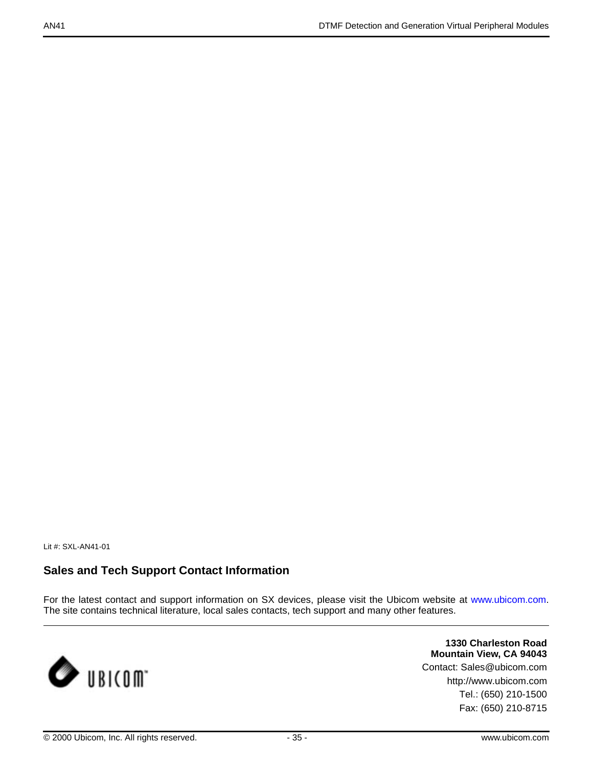Lit #: SXL-AN41-01

## Sales and Tech Support Contact Information

For the latest contact and support information on SX devices, please visit the Ubicom website at www.ubicom.com. The site contains technical literature, local sales contacts, tech support and many other features.

UBICOM™

**1330 Charleston Road**
**Mountain View, CA 94043**

Contact: Sales@ubicom.com

http://www.ubicom.com

Tel.: (650) 210-1500

Fax: (650) 210-8715

© 2000 Ubicom, Inc. All rights reserved.